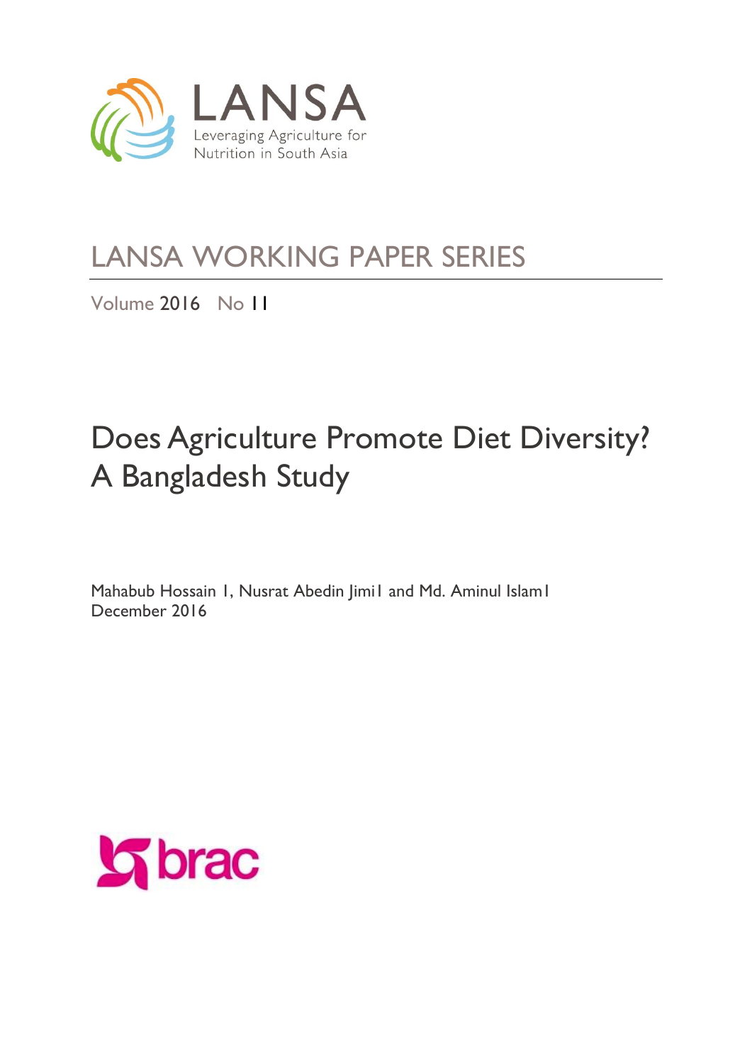LANSA

Leveraging Agriculture for Nutrition in South Asia

## LANSA WORKING PAPER SERIES

Volume 2016 No 11

# Does Agriculture Promote Diet Diversity? A Bangladesh Study

Mahabub Hossain [1], Nusrat Abedin Jimi[1] and Md. Aminul Islam[1]

December 2016

brac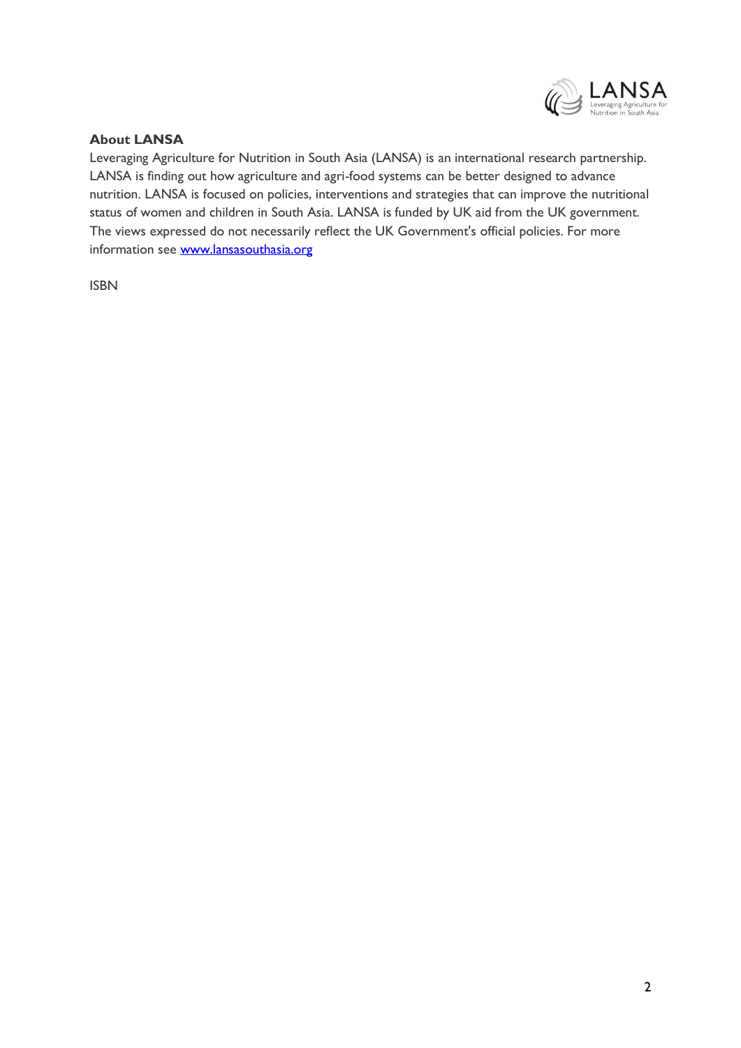**About LANSA**

Leveraging Agriculture for Nutrition in South Asia (LANSA) is an international research partnership. LANSA is finding out how agriculture and agri-food systems can be better designed to advance nutrition. LANSA is focused on policies, interventions and strategies that can improve the nutritional status of women and children in South Asia. LANSA is funded by UK aid from the UK government. The views expressed do not necessarily reflect the UK Government's official policies. For more information see [www.lansasouthasia.org](http://www.lansasouthasia.org)

ISBN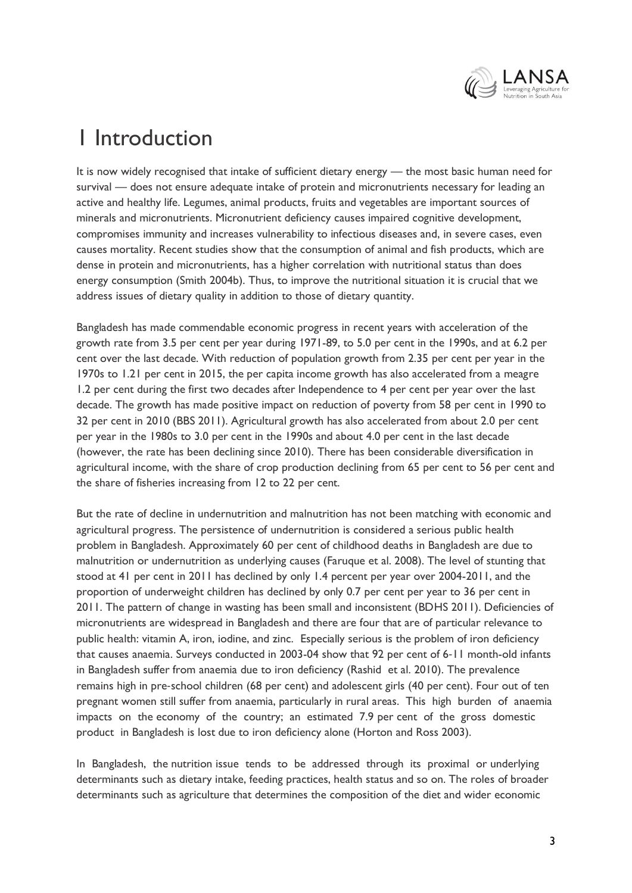# 1 Introduction

It is now widely recognised that intake of sufficient dietary energy — the most basic human need for survival — does not ensure adequate intake of protein and micronutrients necessary for leading an active and healthy life. Legumes, animal products, fruits and vegetables are important sources of minerals and micronutrients. Micronutrient deficiency causes impaired cognitive development, compromises immunity and increases vulnerability to infectious diseases and, in severe cases, even causes mortality. Recent studies show that the consumption of animal and fish products, which are dense in protein and micronutrients, has a higher correlation with nutritional status than does energy consumption (Smith 2004b). Thus, to improve the nutritional situation it is crucial that we address issues of dietary quality in addition to those of dietary quantity.

Bangladesh has made commendable economic progress in recent years with acceleration of the growth rate from 3.5 per cent per year during 1971-89, to 5.0 per cent in the 1990s, and at 6.2 per cent over the last decade. With reduction of population growth from 2.35 per cent per year in the 1970s to 1.21 per cent in 2015, the per capita income growth has also accelerated from a meagre 1.2 per cent during the first two decades after Independence to 4 per cent per year over the last decade. The growth has made positive impact on reduction of poverty from 58 per cent in 1990 to 32 per cent in 2010 (BBS 2011). Agricultural growth has also accelerated from about 2.0 per cent per year in the 1980s to 3.0 per cent in the 1990s and about 4.0 per cent in the last decade (however, the rate has been declining since 2010). There has been considerable diversification in agricultural income, with the share of crop production declining from 65 per cent to 56 per cent and the share of fisheries increasing from 12 to 22 per cent.

But the rate of decline in undernutrition and malnutrition has not been matching with economic and agricultural progress. The persistence of undernutrition is considered a serious public health problem in Bangladesh. Approximately 60 per cent of childhood deaths in Bangladesh are due to malnutrition or undernutrition as underlying causes (Faruque et al. 2008). The level of stunting that stood at 41 per cent in 2011 has declined by only 1.4 percent per year over 2004-2011, and the proportion of underweight children has declined by only 0.7 per cent per year to 36 per cent in 2011. The pattern of change in wasting has been small and inconsistent (BDHS 2011). Deficiencies of micronutrients are widespread in Bangladesh and there are four that are of particular relevance to public health: vitamin A, iron, iodine, and zinc. Especially serious is the problem of iron deficiency that causes anaemia. Surveys conducted in 2003-04 show that 92 per cent of 6-11 month-old infants in Bangladesh suffer from anaemia due to iron deficiency (Rashid et al. 2010). The prevalence remains high in pre-school children (68 per cent) and adolescent girls (40 per cent). Four out of ten pregnant women still suffer from anaemia, particularly in rural areas. This high burden of anaemia impacts on the economy of the country; an estimated 7.9 per cent of the gross domestic product in Bangladesh is lost due to iron deficiency alone (Horton and Ross 2003).

In Bangladesh, the nutrition issue tends to be addressed through its proximal or underlying determinants such as dietary intake, feeding practices, health status and so on. The roles of broader determinants such as agriculture that determines the composition of the diet and wider economic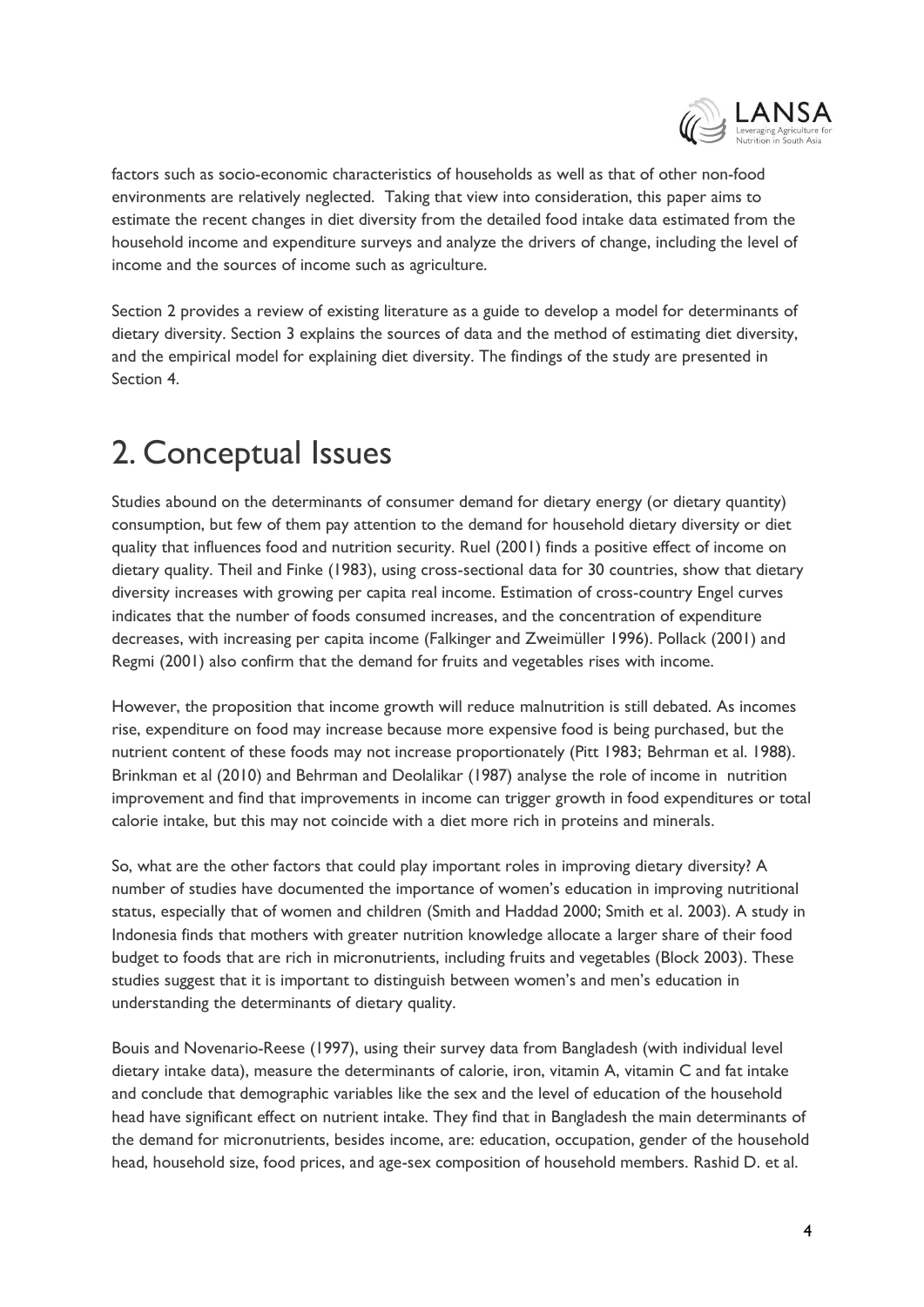factors such as socio-economic characteristics of households as well as that of other non-food environments are relatively neglected. Taking that view into consideration, this paper aims to estimate the recent changes in diet diversity from the detailed food intake data estimated from the household income and expenditure surveys and analyze the drivers of change, including the level of income and the sources of income such as agriculture.

Section 2 provides a review of existing literature as a guide to develop a model for determinants of dietary diversity. Section 3 explains the sources of data and the method of estimating diet diversity, and the empirical model for explaining diet diversity. The findings of the study are presented in Section 4.

# 2. Conceptual Issues

Studies abound on the determinants of consumer demand for dietary energy (or dietary quantity) consumption, but few of them pay attention to the demand for household dietary diversity or diet quality that influences food and nutrition security. Ruel (2001) finds a positive effect of income on dietary quality. Theil and Finke (1983), using cross-sectional data for 30 countries, show that dietary diversity increases with growing per capita real income. Estimation of cross-country Engel curves indicates that the number of foods consumed increases, and the concentration of expenditure decreases, with increasing per capita income (Falkinger and Zweimüller 1996). Pollack (2001) and Regmi (2001) also confirm that the demand for fruits and vegetables rises with income.

However, the proposition that income growth will reduce malnutrition is still debated. As incomes rise, expenditure on food may increase because more expensive food is being purchased, but the nutrient content of these foods may not increase proportionately (Pitt 1983; Behrman et al. 1988). Brinkman et al (2010) and Behrman and Deolalikar (1987) analyse the role of income in nutrition improvement and find that improvements in income can trigger growth in food expenditures or total calorie intake, but this may not coincide with a diet more rich in proteins and minerals.

So, what are the other factors that could play important roles in improving dietary diversity? A number of studies have documented the importance of women's education in improving nutritional status, especially that of women and children (Smith and Haddad 2000; Smith et al. 2003). A study in Indonesia finds that mothers with greater nutrition knowledge allocate a larger share of their food budget to foods that are rich in micronutrients, including fruits and vegetables (Block 2003). These studies suggest that it is important to distinguish between women's and men's education in understanding the determinants of dietary quality.

Bouis and Novenario-Reese (1997), using their survey data from Bangladesh (with individual level dietary intake data), measure the determinants of calorie, iron, vitamin A, vitamin C and fat intake and conclude that demographic variables like the sex and the level of education of the household head have significant effect on nutrient intake. They find that in Bangladesh the main determinants of the demand for micronutrients, besides income, are: education, occupation, gender of the household head, household size, food prices, and age-sex composition of household members. Rashid D. et al.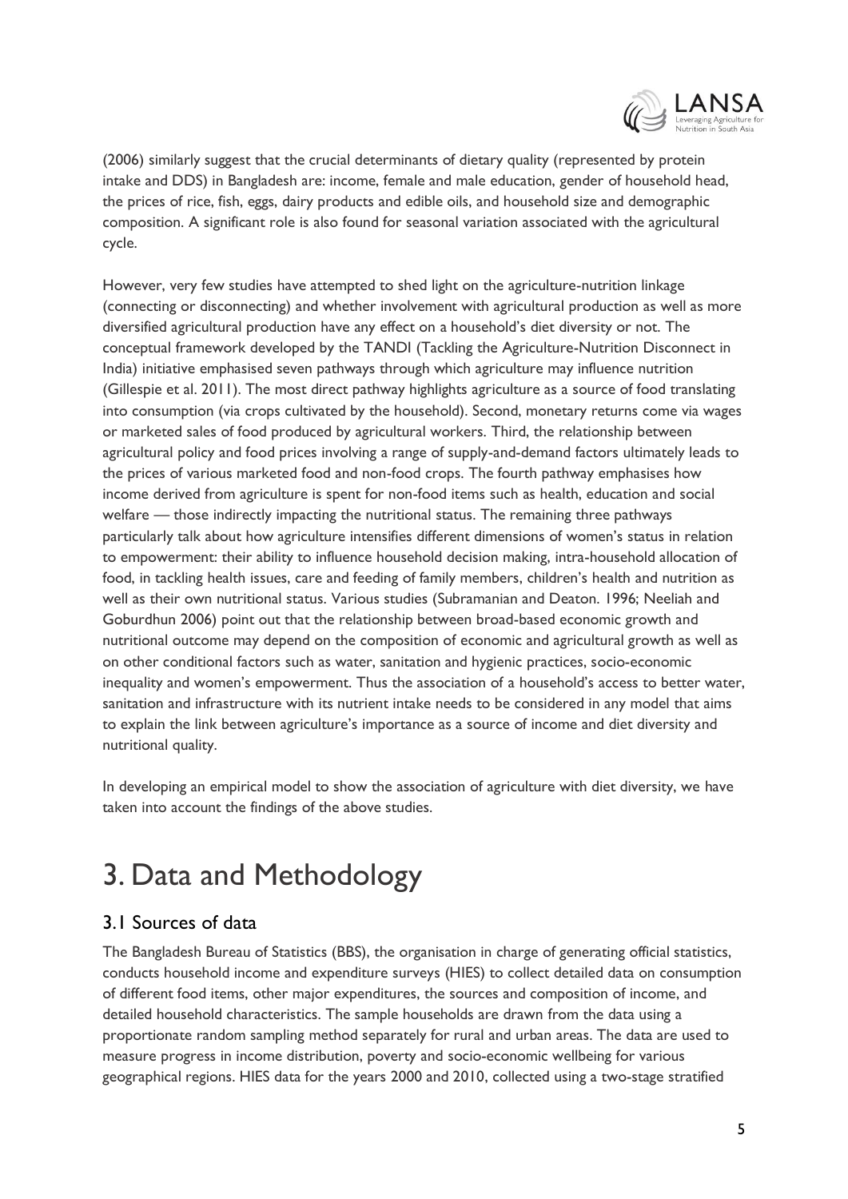(2006) similarly suggest that the crucial determinants of dietary quality (represented by protein intake and DDS) in Bangladesh are: income, female and male education, gender of household head, the prices of rice, fish, eggs, dairy products and edible oils, and household size and demographic composition. A significant role is also found for seasonal variation associated with the agricultural cycle.

However, very few studies have attempted to shed light on the agriculture-nutrition linkage (connecting or disconnecting) and whether involvement with agricultural production as well as more diversified agricultural production have any effect on a household's diet diversity or not. The conceptual framework developed by the TANDI (Tackling the Agriculture-Nutrition Disconnect in India) initiative emphasised seven pathways through which agriculture may influence nutrition (Gillespie et al. 2011). The most direct pathway highlights agriculture as a source of food translating into consumption (via crops cultivated by the household). Second, monetary returns come via wages or marketed sales of food produced by agricultural workers. Third, the relationship between agricultural policy and food prices involving a range of supply-and-demand factors ultimately leads to the prices of various marketed food and non-food crops. The fourth pathway emphasises how income derived from agriculture is spent for non-food items such as health, education and social welfare — those indirectly impacting the nutritional status. The remaining three pathways particularly talk about how agriculture intensifies different dimensions of women's status in relation to empowerment: their ability to influence household decision making, intra-household allocation of food, in tackling health issues, care and feeding of family members, children's health and nutrition as well as their own nutritional status. Various studies (Subramanian and Deaton. 1996; Neeliah and Goburdhun 2006) point out that the relationship between broad-based economic growth and nutritional outcome may depend on the composition of economic and agricultural growth as well as on other conditional factors such as water, sanitation and hygienic practices, socio-economic inequality and women's empowerment. Thus the association of a household's access to better water, sanitation and infrastructure with its nutrient intake needs to be considered in any model that aims to explain the link between agriculture's importance as a source of income and diet diversity and nutritional quality.

In developing an empirical model to show the association of agriculture with diet diversity, we have taken into account the findings of the above studies.

# 3. Data and Methodology

## 3.1 Sources of data

The Bangladesh Bureau of Statistics (BBS), the organisation in charge of generating official statistics, conducts household income and expenditure surveys (HIES) to collect detailed data on consumption of different food items, other major expenditures, the sources and composition of income, and detailed household characteristics. The sample households are drawn from the data using a proportionate random sampling method separately for rural and urban areas. The data are used to measure progress in income distribution, poverty and socio-economic wellbeing for various geographical regions. HIES data for the years 2000 and 2010, collected using a two-stage stratified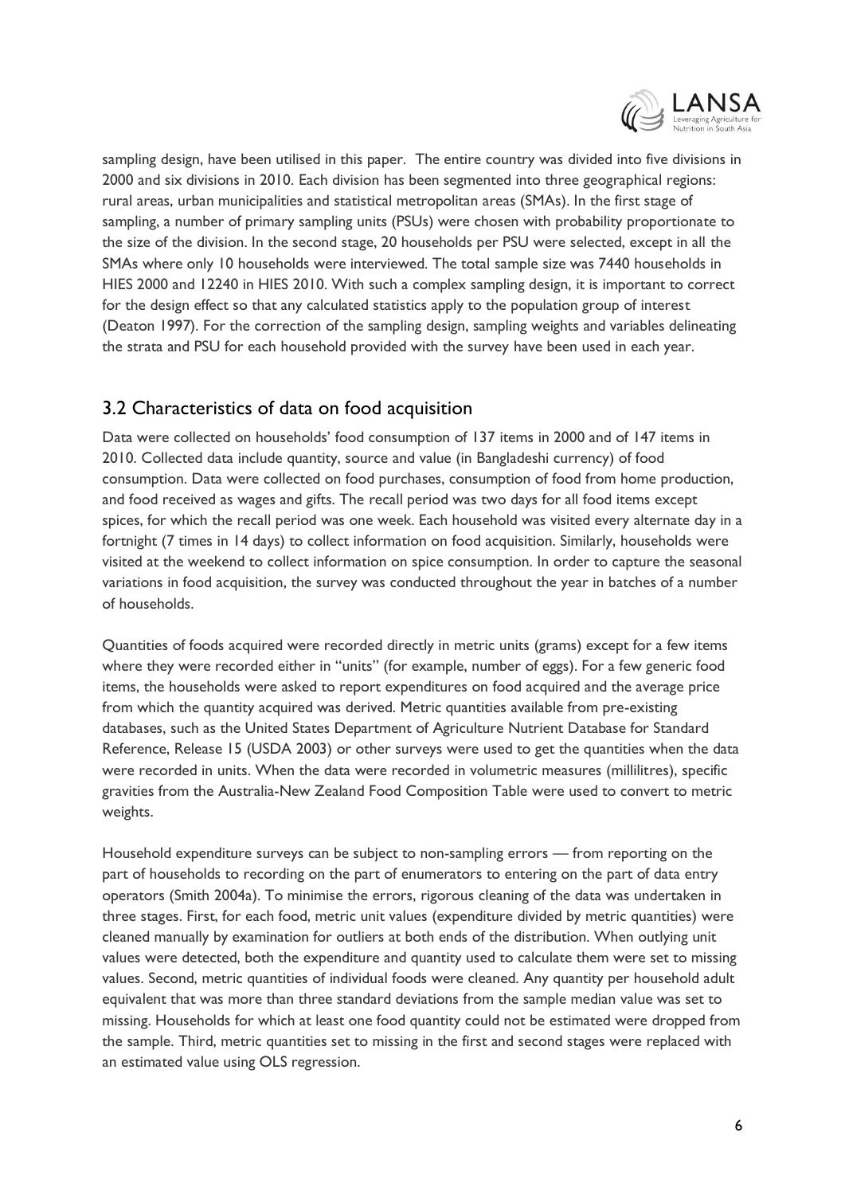sampling design, have been utilised in this paper. The entire country was divided into five divisions in 2000 and six divisions in 2010. Each division has been segmented into three geographical regions: rural areas, urban municipalities and statistical metropolitan areas (SMAs). In the first stage of sampling, a number of primary sampling units (PSUs) were chosen with probability proportionate to the size of the division. In the second stage, 20 households per PSU were selected, except in all the SMAs where only 10 households were interviewed. The total sample size was 7440 households in HIES 2000 and 12240 in HIES 2010. With such a complex sampling design, it is important to correct for the design effect so that any calculated statistics apply to the population group of interest (Deaton 1997). For the correction of the sampling design, sampling weights and variables delineating the strata and PSU for each household provided with the survey have been used in each year.

## 3.2 Characteristics of data on food acquisition

Data were collected on households' food consumption of 137 items in 2000 and of 147 items in 2010. Collected data include quantity, source and value (in Bangladeshi currency) of food consumption. Data were collected on food purchases, consumption of food from home production, and food received as wages and gifts. The recall period was two days for all food items except spices, for which the recall period was one week. Each household was visited every alternate day in a fortnight (7 times in 14 days) to collect information on food acquisition. Similarly, households were visited at the weekend to collect information on spice consumption. In order to capture the seasonal variations in food acquisition, the survey was conducted throughout the year in batches of a number of households.

Quantities of foods acquired were recorded directly in metric units (grams) except for a few items where they were recorded either in "units" (for example, number of eggs). For a few generic food items, the households were asked to report expenditures on food acquired and the average price from which the quantity acquired was derived. Metric quantities available from pre-existing databases, such as the United States Department of Agriculture Nutrient Database for Standard Reference, Release 15 (USDA 2003) or other surveys were used to get the quantities when the data were recorded in units. When the data were recorded in volumetric measures (millilitres), specific gravities from the Australia-New Zealand Food Composition Table were used to convert to metric weights.

Household expenditure surveys can be subject to non-sampling errors — from reporting on the part of households to recording on the part of enumerators to entering on the part of data entry operators (Smith 2004a). To minimise the errors, rigorous cleaning of the data was undertaken in three stages. First, for each food, metric unit values (expenditure divided by metric quantities) were cleaned manually by examination for outliers at both ends of the distribution. When outlying unit values were detected, both the expenditure and quantity used to calculate them were set to missing values. Second, metric quantities of individual foods were cleaned. Any quantity per household adult equivalent that was more than three standard deviations from the sample median value was set to missing. Households for which at least one food quantity could not be estimated were dropped from the sample. Third, metric quantities set to missing in the first and second stages were replaced with an estimated value using OLS regression.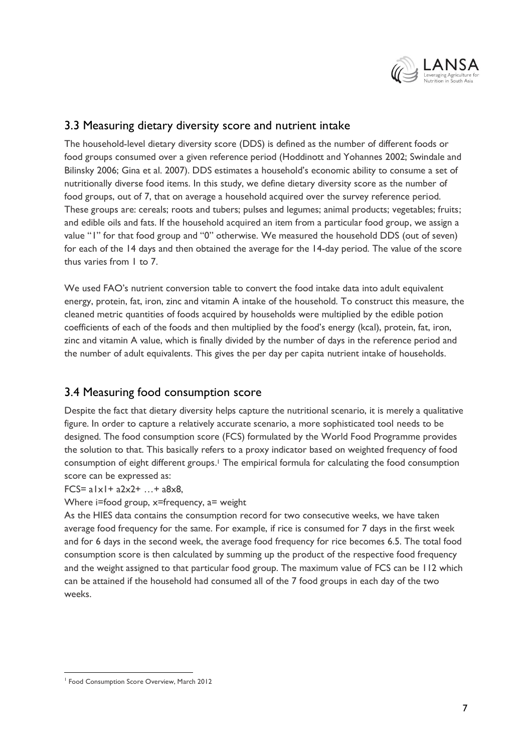## 3.3 Measuring dietary diversity score and nutrient intake

The household-level dietary diversity score (DDS) is defined as the number of different foods or food groups consumed over a given reference period (Hoddinott and Yohannes 2002; Swindale and Bilinsky 2006; Gina et al. 2007). DDS estimates a household's economic ability to consume a set of nutritionally diverse food items. In this study, we define dietary diversity score as the number of food groups, out of 7, that on average a household acquired over the survey reference period. These groups are: cereals; roots and tubers; pulses and legumes; animal products; vegetables; fruits; and edible oils and fats. If the household acquired an item from a particular food group, we assign a value "1" for that food group and "0" otherwise. We measured the household DDS (out of seven) for each of the 14 days and then obtained the average for the 14-day period. The value of the score thus varies from 1 to 7.

We used FAO's nutrient conversion table to convert the food intake data into adult equivalent energy, protein, fat, iron, zinc and vitamin A intake of the household. To construct this measure, the cleaned metric quantities of foods acquired by households were multiplied by the edible potion coefficients of each of the foods and then multiplied by the food's energy (kcal), protein, fat, iron, zinc and vitamin A value, which is finally divided by the number of days in the reference period and the number of adult equivalents. This gives the per day per capita nutrient intake of households.

## 3.4 Measuring food consumption score

Despite the fact that dietary diversity helps capture the nutritional scenario, it is merely a qualitative figure. In order to capture a relatively accurate scenario, a more sophisticated tool needs to be designed. The food consumption score (FCS) formulated by the World Food Programme provides the solution to that. This basically refers to a proxy indicator based on weighted frequency of food consumption of eight different groups.[1] The empirical formula for calculating the food consumption score can be expressed as:

$FCS = a_1x_1 + a_2x_2 + \ldots + a_8x_8$,

Where i=food group, x=frequency, a= weight

As the HIES data contains the consumption record for two consecutive weeks, we have taken average food frequency for the same. For example, if rice is consumed for 7 days in the first week and for 6 days in the second week, the average food frequency for rice becomes 6.5. The total food consumption score is then calculated by summing up the product of the respective food frequency and the weight assigned to that particular food group. The maximum value of FCS can be 112 which can be attained if the household had consumed all of the 7 food groups in each day of the two weeks.

---

[1] Food Consumption Score Overview, March 2012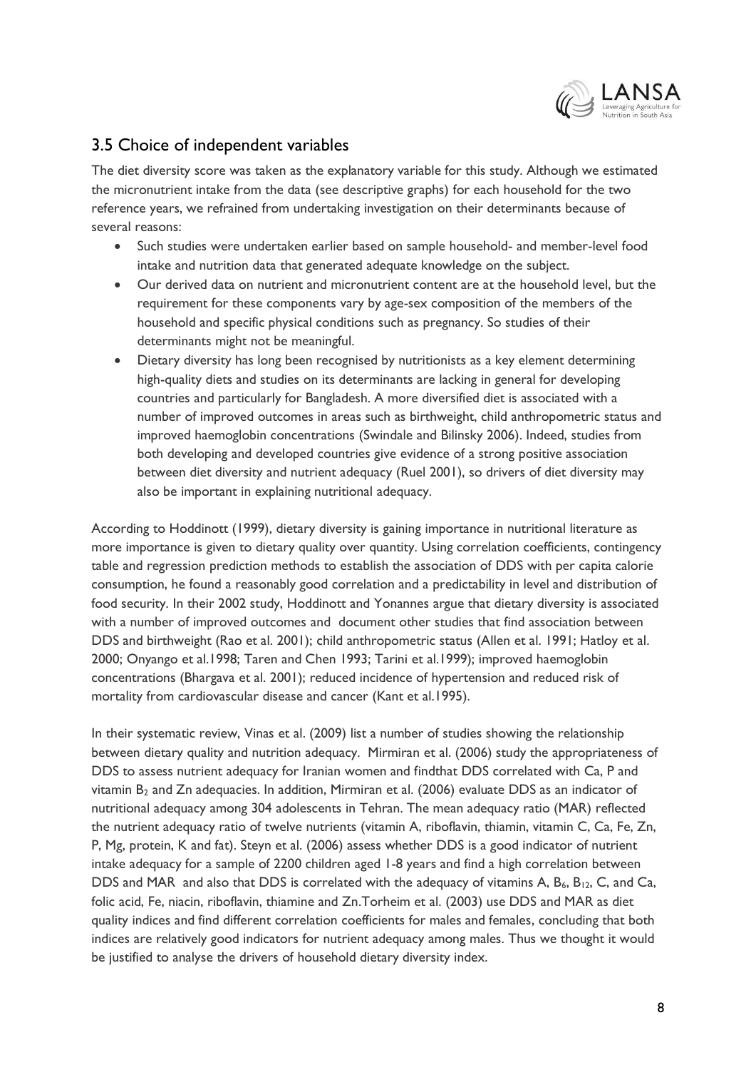## 3.5 Choice of independent variables

The diet diversity score was taken as the explanatory variable for this study. Although we estimated the micronutrient intake from the data (see descriptive graphs) for each household for the two reference years, we refrained from undertaking investigation on their determinants because of several reasons:

- Such studies were undertaken earlier based on sample household- and member-level food intake and nutrition data that generated adequate knowledge on the subject.
- Our derived data on nutrient and micronutrient content are at the household level, but the requirement for these components vary by age-sex composition of the members of the household and specific physical conditions such as pregnancy. So studies of their determinants might not be meaningful.
- Dietary diversity has long been recognised by nutritionists as a key element determining high-quality diets and studies on its determinants are lacking in general for developing countries and particularly for Bangladesh. A more diversified diet is associated with a number of improved outcomes in areas such as birthweight, child anthropometric status and improved haemoglobin concentrations (Swindale and Bilinsky 2006). Indeed, studies from both developing and developed countries give evidence of a strong positive association between diet diversity and nutrient adequacy (Ruel 2001), so drivers of diet diversity may also be important in explaining nutritional adequacy.

According to Hoddinott (1999), dietary diversity is gaining importance in nutritional literature as more importance is given to dietary quality over quantity. Using correlation coefficients, contingency table and regression prediction methods to establish the association of DDS with per capita calorie consumption, he found a reasonably good correlation and a predictability in level and distribution of food security. In their 2002 study, Hoddinott and Yonannes argue that dietary diversity is associated with a number of improved outcomes and document other studies that find association between DDS and birthweight (Rao et al. 2001); child anthropometric status (Allen et al. 1991; Hatloy et al. 2000; Onyango et al.1998; Taren and Chen 1993; Tarini et al.1999); improved haemoglobin concentrations (Bhargava et al. 2001); reduced incidence of hypertension and reduced risk of mortality from cardiovascular disease and cancer (Kant et al.1995).

In their systematic review, Vinas et al. (2009) list a number of studies showing the relationship between dietary quality and nutrition adequacy. Mirmiran et al. (2006) study the appropriateness of DDS to assess nutrient adequacy for Iranian women and findthat DDS correlated with Ca, P and vitamin $B_2$ and Zn adequacies. In addition, Mirmiran et al. (2006) evaluate DDS as an indicator of nutritional adequacy among 304 adolescents in Tehran. The mean adequacy ratio (MAR) reflected the nutrient adequacy ratio of twelve nutrients (vitamin A, riboflavin, thiamin, vitamin C, Ca, Fe, Zn, P, Mg, protein, K and fat). Steyn et al. (2006) assess whether DDS is a good indicator of nutrient intake adequacy for a sample of 2200 children aged 1-8 years and find a high correlation between DDS and MAR and also that DDS is correlated with the adequacy of vitamins A, $B_6$, $B_{12}$, C, and Ca, folic acid, Fe, niacin, riboflavin, thiamine and Zn.Torheim et al. (2003) use DDS and MAR as diet quality indices and find different correlation coefficients for males and females, concluding that both indices are relatively good indicators for nutrient adequacy among males. Thus we thought it would be justified to analyse the drivers of household dietary diversity index.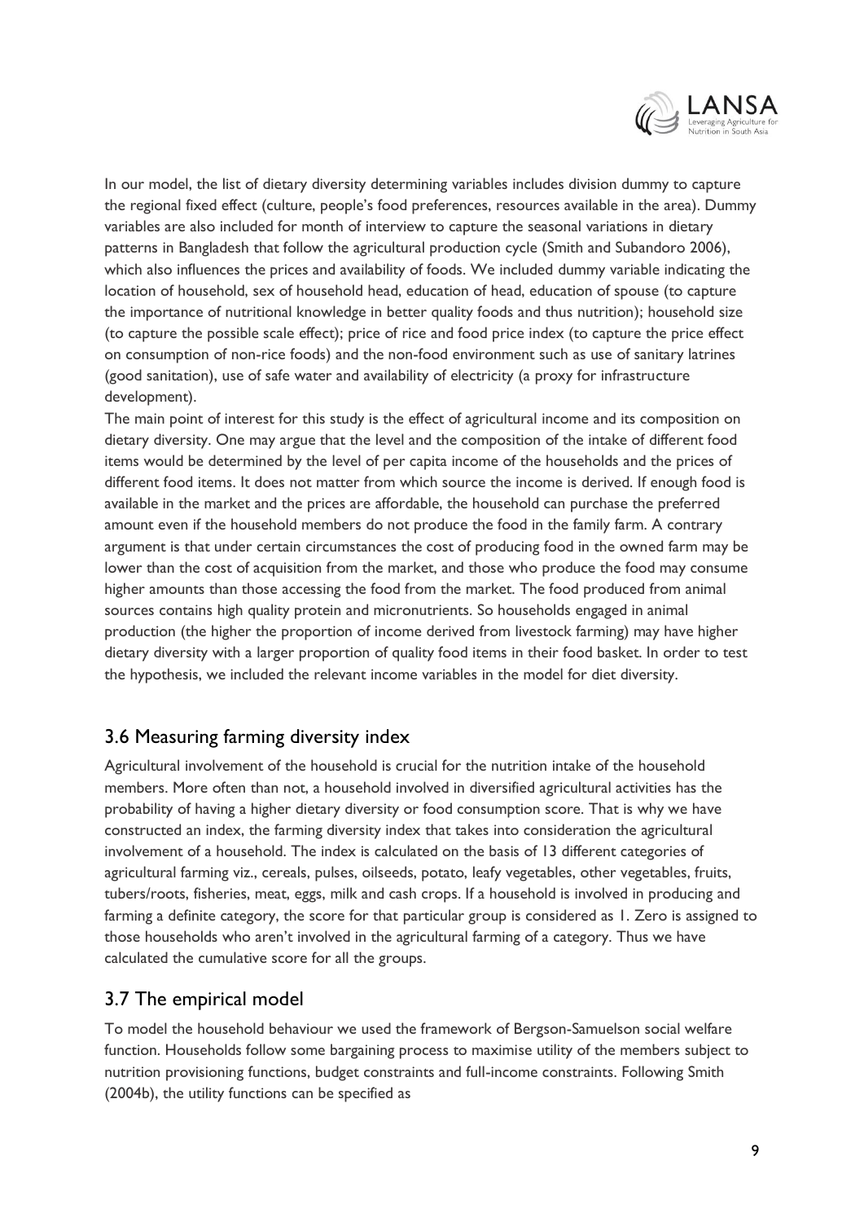In our model, the list of dietary diversity determining variables includes division dummy to capture the regional fixed effect (culture, people's food preferences, resources available in the area). Dummy variables are also included for month of interview to capture the seasonal variations in dietary patterns in Bangladesh that follow the agricultural production cycle (Smith and Subandoro 2006), which also influences the prices and availability of foods. We included dummy variable indicating the location of household, sex of household head, education of head, education of spouse (to capture the importance of nutritional knowledge in better quality foods and thus nutrition); household size (to capture the possible scale effect); price of rice and food price index (to capture the price effect on consumption of non-rice foods) and the non-food environment such as use of sanitary latrines (good sanitation), use of safe water and availability of electricity (a proxy for infrastructure development).

The main point of interest for this study is the effect of agricultural income and its composition on dietary diversity. One may argue that the level and the composition of the intake of different food items would be determined by the level of per capita income of the households and the prices of different food items. It does not matter from which source the income is derived. If enough food is available in the market and the prices are affordable, the household can purchase the preferred amount even if the household members do not produce the food in the family farm. A contrary argument is that under certain circumstances the cost of producing food in the owned farm may be lower than the cost of acquisition from the market, and those who produce the food may consume higher amounts than those accessing the food from the market. The food produced from animal sources contains high quality protein and micronutrients. So households engaged in animal production (the higher the proportion of income derived from livestock farming) may have higher dietary diversity with a larger proportion of quality food items in their food basket. In order to test the hypothesis, we included the relevant income variables in the model for diet diversity.

## 3.6 Measuring farming diversity index

Agricultural involvement of the household is crucial for the nutrition intake of the household members. More often than not, a household involved in diversified agricultural activities has the probability of having a higher dietary diversity or food consumption score. That is why we have constructed an index, the farming diversity index that takes into consideration the agricultural involvement of a household. The index is calculated on the basis of 13 different categories of agricultural farming viz., cereals, pulses, oilseeds, potato, leafy vegetables, other vegetables, fruits, tubers/roots, fisheries, meat, eggs, milk and cash crops. If a household is involved in producing and farming a definite category, the score for that particular group is considered as 1. Zero is assigned to those households who aren't involved in the agricultural farming of a category. Thus we have calculated the cumulative score for all the groups.

## 3.7 The empirical model

To model the household behaviour we used the framework of Bergson-Samuelson social welfare function. Households follow some bargaining process to maximise utility of the members subject to nutrition provisioning functions, budget constraints and full-income constraints. Following Smith (2004b), the utility functions can be specified as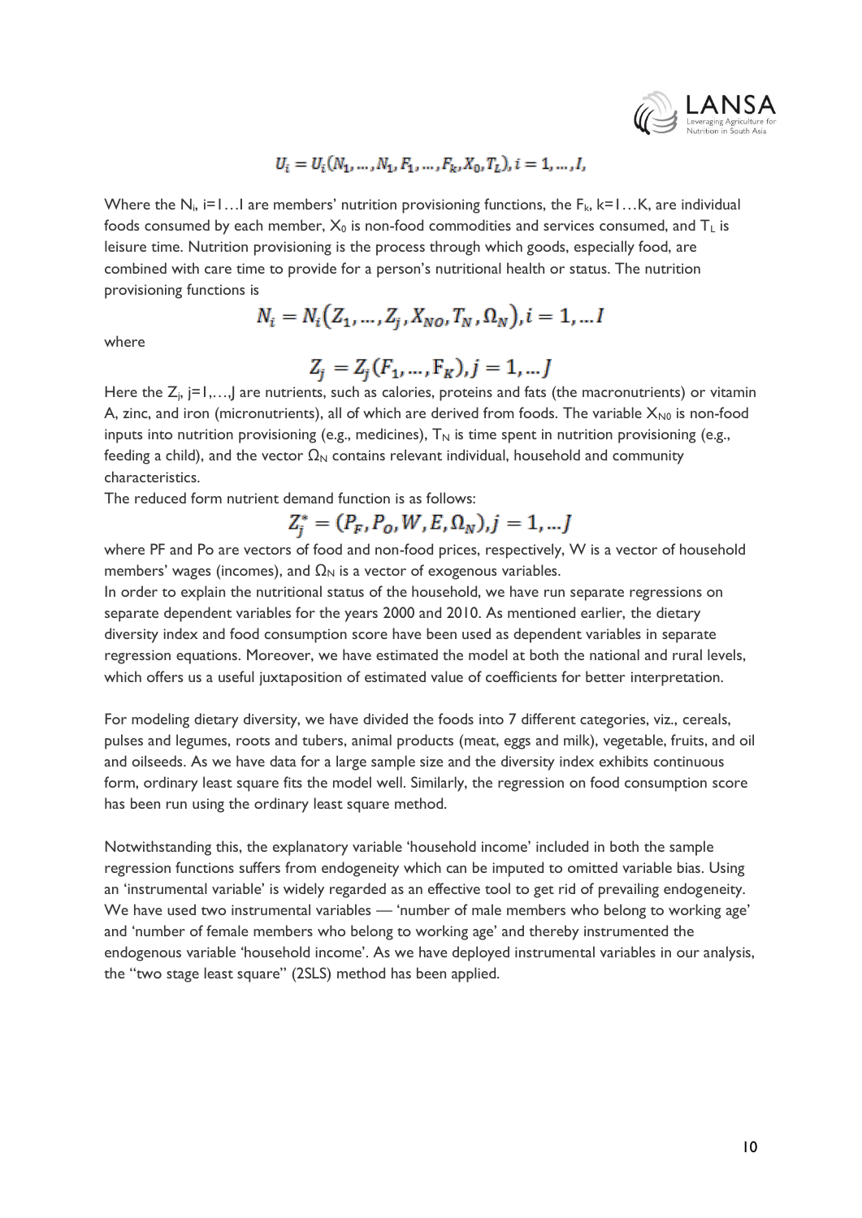$$U_i = U_i(N_1, \ldots, N_1, F_1, \ldots, F_k, X_0, T_L), i = 1, \ldots, I,$$

Where the $N_i$, i=1…I are members' nutrition provisioning functions, the $F_k$, k=1…K, are individual foods consumed by each member, $X_0$ is non-food commodities and services consumed, and $T_L$ is leisure time. Nutrition provisioning is the process through which goods, especially food, are combined with care time to provide for a person's nutritional health or status. The nutrition provisioning functions is

$$N_i = N_i(Z_1, \ldots, Z_j, X_{NO}, T_N, \Omega_N), i = 1, \ldots I$$

where

$$Z_j = Z_j(F_1, \ldots, F_K), j = 1, \ldots J$$

Here the $Z_j$, j=1,…,J are nutrients, such as calories, proteins and fats (the macronutrients) or vitamin A, zinc, and iron (micronutrients), all of which are derived from foods. The variable $X_{N0}$ is non-food inputs into nutrition provisioning (e.g., medicines), $T_N$ is time spent in nutrition provisioning (e.g., feeding a child), and the vector $\Omega_N$ contains relevant individual, household and community characteristics.

The reduced form nutrient demand function is as follows:

$$Z_j^* = (P_F, P_O, W, E, \Omega_N), j = 1, \ldots J$$

where PF and Po are vectors of food and non-food prices, respectively, W is a vector of household members' wages (incomes), and $\Omega_N$ is a vector of exogenous variables.

In order to explain the nutritional status of the household, we have run separate regressions on separate dependent variables for the years 2000 and 2010. As mentioned earlier, the dietary diversity index and food consumption score have been used as dependent variables in separate regression equations. Moreover, we have estimated the model at both the national and rural levels, which offers us a useful juxtaposition of estimated value of coefficients for better interpretation.

For modeling dietary diversity, we have divided the foods into 7 different categories, viz., cereals, pulses and legumes, roots and tubers, animal products (meat, eggs and milk), vegetable, fruits, and oil and oilseeds. As we have data for a large sample size and the diversity index exhibits continuous form, ordinary least square fits the model well. Similarly, the regression on food consumption score has been run using the ordinary least square method.

Notwithstanding this, the explanatory variable 'household income' included in both the sample regression functions suffers from endogeneity which can be imputed to omitted variable bias. Using an 'instrumental variable' is widely regarded as an effective tool to get rid of prevailing endogeneity. We have used two instrumental variables — 'number of male members who belong to working age' and 'number of female members who belong to working age' and thereby instrumented the endogenous variable 'household income'. As we have deployed instrumental variables in our analysis, the "two stage least square" (2SLS) method has been applied.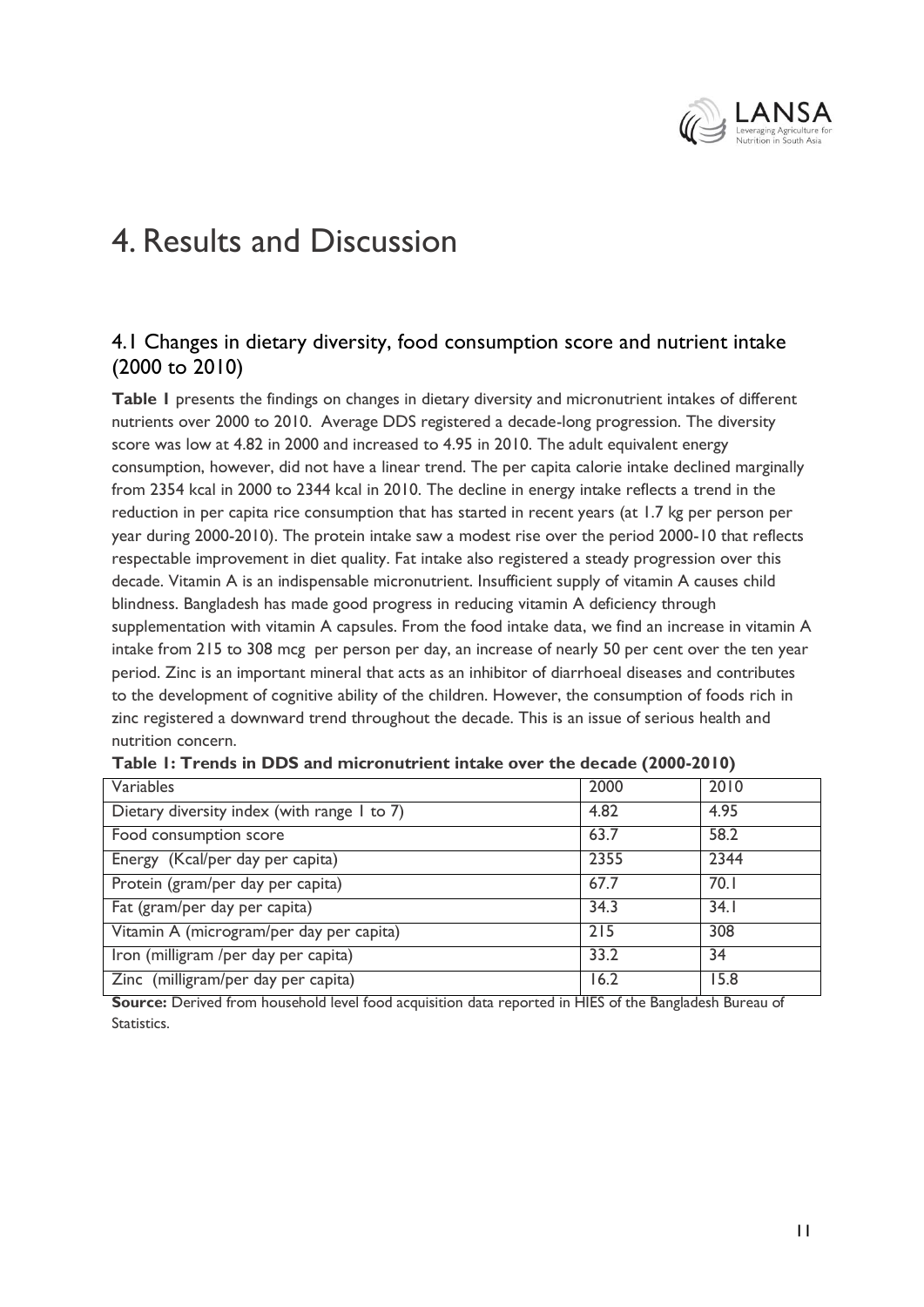# 4. Results and Discussion

## 4.1 Changes in dietary diversity, food consumption score and nutrient intake (2000 to 2010)

**Table 1** presents the findings on changes in dietary diversity and micronutrient intakes of different nutrients over 2000 to 2010. Average DDS registered a decade-long progression. The diversity score was low at 4.82 in 2000 and increased to 4.95 in 2010. The adult equivalent energy consumption, however, did not have a linear trend. The per capita calorie intake declined marginally from 2354 kcal in 2000 to 2344 kcal in 2010. The decline in energy intake reflects a trend in the reduction in per capita rice consumption that has started in recent years (at 1.7 kg per person per year during 2000-2010). The protein intake saw a modest rise over the period 2000-10 that reflects respectable improvement in diet quality. Fat intake also registered a steady progression over this decade. Vitamin A is an indispensable micronutrient. Insufficient supply of vitamin A causes child blindness. Bangladesh has made good progress in reducing vitamin A deficiency through supplementation with vitamin A capsules. From the food intake data, we find an increase in vitamin A intake from 215 to 308 mcg per person per day, an increase of nearly 50 per cent over the ten year period. Zinc is an important mineral that acts as an inhibitor of diarrhoeal diseases and contributes to the development of cognitive ability of the children. However, the consumption of foods rich in zinc registered a downward trend throughout the decade. This is an issue of serious health and nutrition concern.

**Table 1: Trends in DDS and micronutrient intake over the decade (2000-2010)**

| Variables | 2000 | 2010 |
|---|---|---|
| Dietary diversity index (with range 1 to 7) | 4.82 | 4.95 |
| Food consumption score | 63.7 | 58.2 |
| Energy (Kcal/per day per capita) | 2355 | 2344 |
| Protein (gram/per day per capita) | 67.7 | 70.1 |
| Fat (gram/per day per capita) | 34.3 | 34.1 |
| Vitamin A (microgram/per day per capita) | 215 | 308 |
| Iron (milligram /per day per capita) | 33.2 | 34 |
| Zinc (milligram/per day per capita) | 16.2 | 15.8 |

**Source:** Derived from household level food acquisition data reported in HIES of the Bangladesh Bureau of Statistics.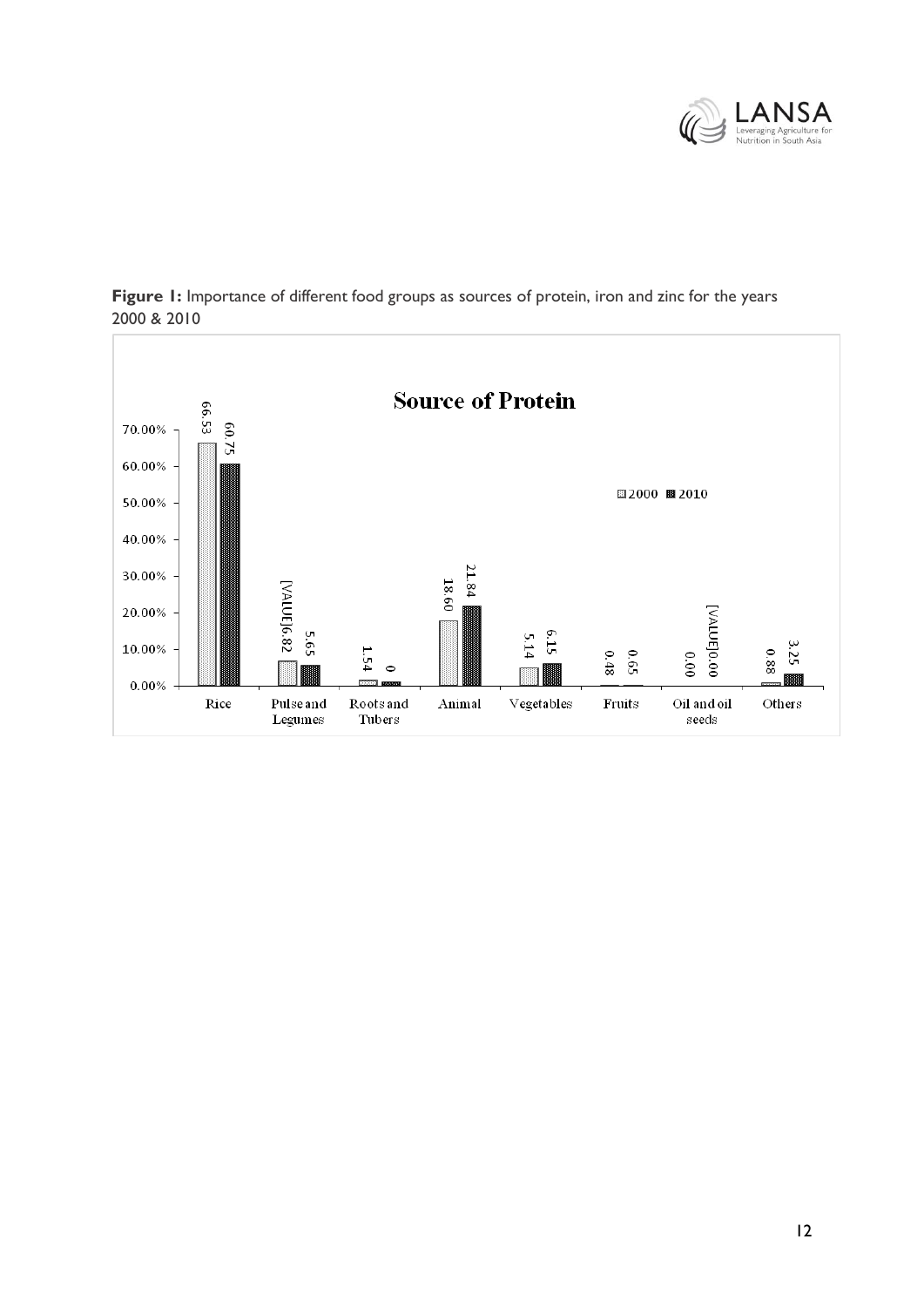**Figure 1:** Importance of different food groups as sources of protein, iron and zinc for the years 2000 & 2010

**Source of Protein**

| Food group | 2000 | 2010 |
|---|---|---|
| Rice | 66.53 | 60.75 |
| Pulse and Legumes | [VALUE]6.82 | 5.65 |
| Roots and Tubers | 1.54 | 0 |
| Animal | 18.60 | 21.84 |
| Vegetables | 5.14 | 6.15 |
| Fruits | 0.48 | 0.65 |
| Oil and oil seeds | 0.00 | [VALUE]0.00 |
| Others | 0.88 | 3.25 |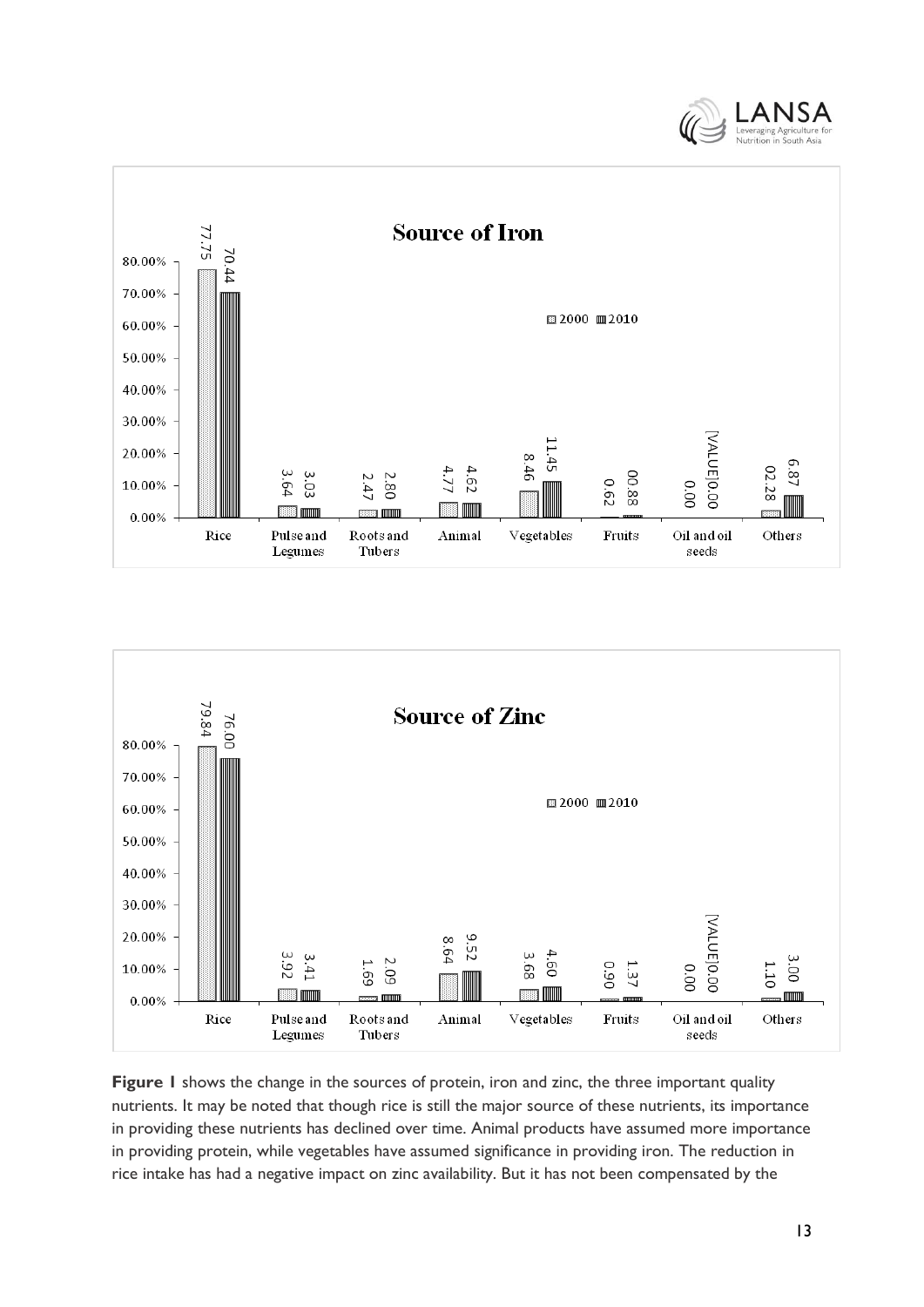**Source of Iron**

| | 2000 | 2010 |
|---|---|---|
| Rice | 77.75 | 70.44 |
| Pulse and Legumes | 3.64 | 3.03 |
| Roots and Tubers | 2.47 | 2.80 |
| Animal | 4.77 | 4.62 |
| Vegetables | 8.46 | 11.45 |
| Fruits | 0.62 | 00.88 |
| Oil and oil seeds | 0.00 | [VALUE]0.00 |
| Others | 02.28 | 6.87 |

**Source of Zinc**

| | 2000 | 2010 |
|---|---|---|
| Rice | 79.84 | 76.00 |
| Pulse and Legumes | 3.92 | 3.41 |
| Roots and Tubers | 1.69 | 2.09 |
| Animal | 8.64 | 9.52 |
| Vegetables | 3.68 | 4.60 |
| Fruits | 0.90 | 1.37 |
| Oil and oil seeds | 0.00 | [VALUE]0.00 |
| Others | 1.10 | 3.00 |

**Figure 1** shows the change in the sources of protein, iron and zinc, the three important quality nutrients. It may be noted that though rice is still the major source of these nutrients, its importance in providing these nutrients has declined over time. Animal products have assumed more importance in providing protein, while vegetables have assumed significance in providing iron. The reduction in rice intake has had a negative impact on zinc availability. But it has not been compensated by the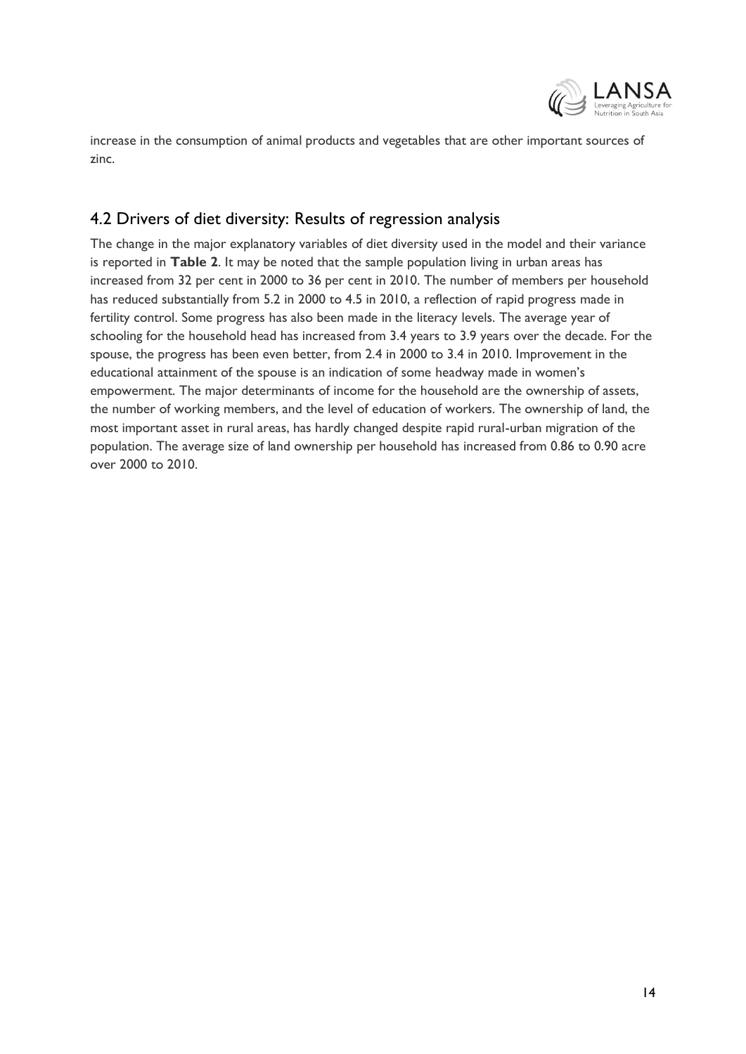increase in the consumption of animal products and vegetables that are other important sources of zinc.

## 4.2 Drivers of diet diversity: Results of regression analysis

The change in the major explanatory variables of diet diversity used in the model and their variance is reported in **Table 2**. It may be noted that the sample population living in urban areas has increased from 32 per cent in 2000 to 36 per cent in 2010. The number of members per household has reduced substantially from 5.2 in 2000 to 4.5 in 2010, a reflection of rapid progress made in fertility control. Some progress has also been made in the literacy levels. The average year of schooling for the household head has increased from 3.4 years to 3.9 years over the decade. For the spouse, the progress has been even better, from 2.4 in 2000 to 3.4 in 2010. Improvement in the educational attainment of the spouse is an indication of some headway made in women's empowerment. The major determinants of income for the household are the ownership of assets, the number of working members, and the level of education of workers. The ownership of land, the most important asset in rural areas, has hardly changed despite rapid rural-urban migration of the population. The average size of land ownership per household has increased from 0.86 to 0.90 acre over 2000 to 2010.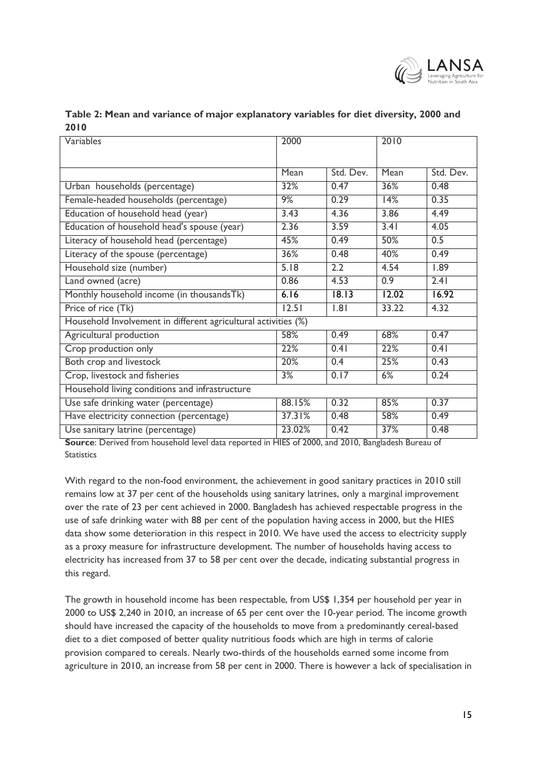**Table 2: Mean and variance of major explanatory variables for diet diversity, 2000 and 2010**

| Variables | 2000 | | 2010 | |
|---|---|---|---|---|
| | Mean | Std. Dev. | Mean | Std. Dev. |
| Urban households (percentage) | 32% | 0.47 | 36% | 0.48 |
| Female-headed households (percentage) | 9% | 0.29 | 14% | 0.35 |
| Education of household head (year) | 3.43 | 4.36 | 3.86 | 4.49 |
| Education of household head's spouse (year) | 2.36 | 3.59 | 3.41 | 4.05 |
| Literacy of household head (percentage) | 45% | 0.49 | 50% | 0.5 |
| Literacy of the spouse (percentage) | 36% | 0.48 | 40% | 0.49 |
| Household size (number) | 5.18 | 2.2 | 4.54 | 1.89 |
| Land owned (acre) | 0.86 | 4.53 | 0.9 | 2.41 |
| Monthly household income (in thousandsTk) | 6.16 | 18.13 | 12.02 | 16.92 |
| Price of rice (Tk) | 12.51 | 1.81 | 33.22 | 4.32 |
| Household Involvement in different agricultural activities (%) | | | | |
| Agricultural production | 58% | 0.49 | 68% | 0.47 |
| Crop production only | 22% | 0.41 | 22% | 0.41 |
| Both crop and livestock | 20% | 0.4 | 25% | 0.43 |
| Crop, livestock and fisheries | 3% | 0.17 | 6% | 0.24 |
| Household living conditions and infrastructure | | | | |
| Use safe drinking water (percentage) | 88.15% | 0.32 | 85% | 0.37 |
| Have electricity connection (percentage) | 37.31% | 0.48 | 58% | 0.49 |
| Use sanitary latrine (percentage) | 23.02% | 0.42 | 37% | 0.48 |

**Source**: Derived from household level data reported in HIES of 2000, and 2010, Bangladesh Bureau of Statistics

With regard to the non-food environment, the achievement in good sanitary practices in 2010 still remains low at 37 per cent of the households using sanitary latrines, only a marginal improvement over the rate of 23 per cent achieved in 2000. Bangladesh has achieved respectable progress in the use of safe drinking water with 88 per cent of the population having access in 2000, but the HIES data show some deterioration in this respect in 2010. We have used the access to electricity supply as a proxy measure for infrastructure development. The number of households having access to electricity has increased from 37 to 58 per cent over the decade, indicating substantial progress in this regard.

The growth in household income has been respectable, from US$ 1,354 per household per year in 2000 to US$ 2,240 in 2010, an increase of 65 per cent over the 10-year period. The income growth should have increased the capacity of the households to move from a predominantly cereal-based diet to a diet composed of better quality nutritious foods which are high in terms of calorie provision compared to cereals. Nearly two-thirds of the households earned some income from agriculture in 2010, an increase from 58 per cent in 2000. There is however a lack of specialisation in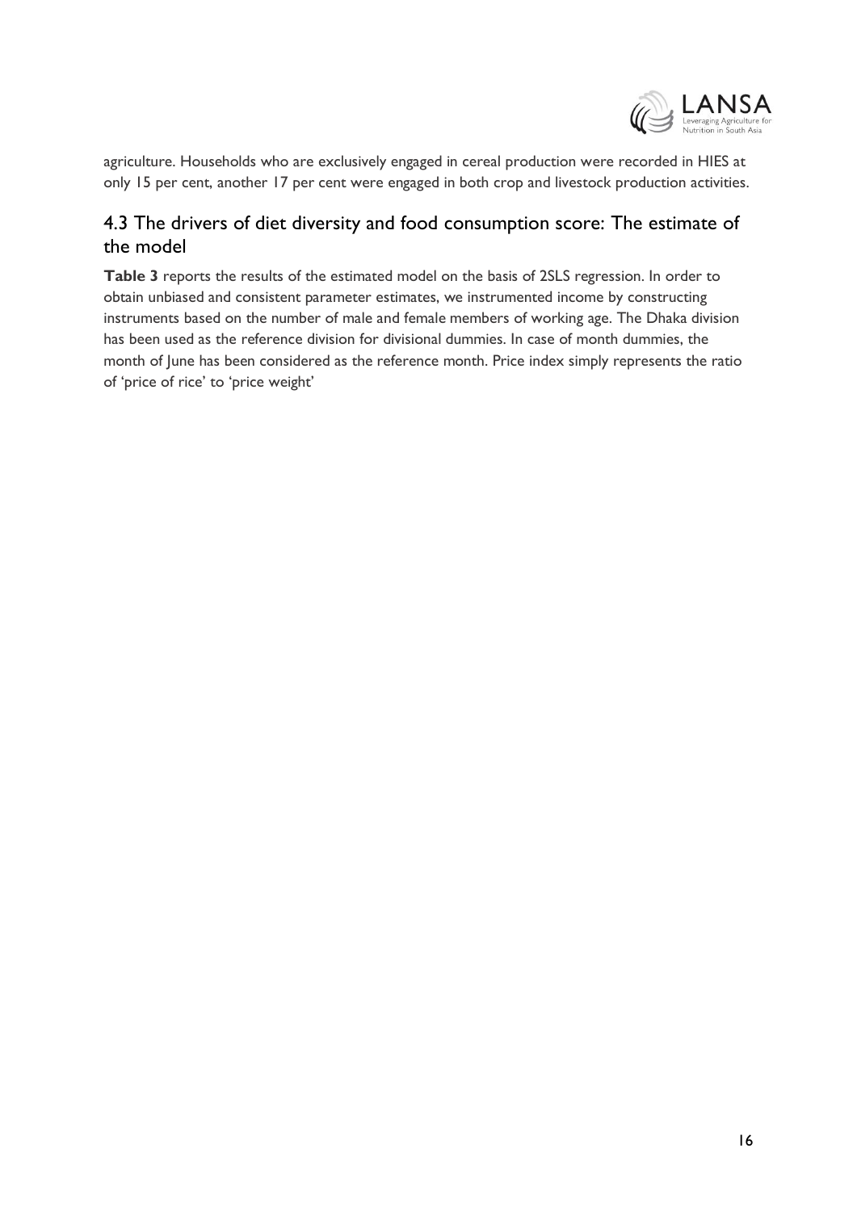agriculture. Households who are exclusively engaged in cereal production were recorded in HIES at only 15 per cent, another 17 per cent were engaged in both crop and livestock production activities.

## 4.3 The drivers of diet diversity and food consumption score: The estimate of the model

**Table 3** reports the results of the estimated model on the basis of 2SLS regression. In order to obtain unbiased and consistent parameter estimates, we instrumented income by constructing instruments based on the number of male and female members of working age. The Dhaka division has been used as the reference division for divisional dummies. In case of month dummies, the month of June has been considered as the reference month. Price index simply represents the ratio of 'price of rice' to 'price weight'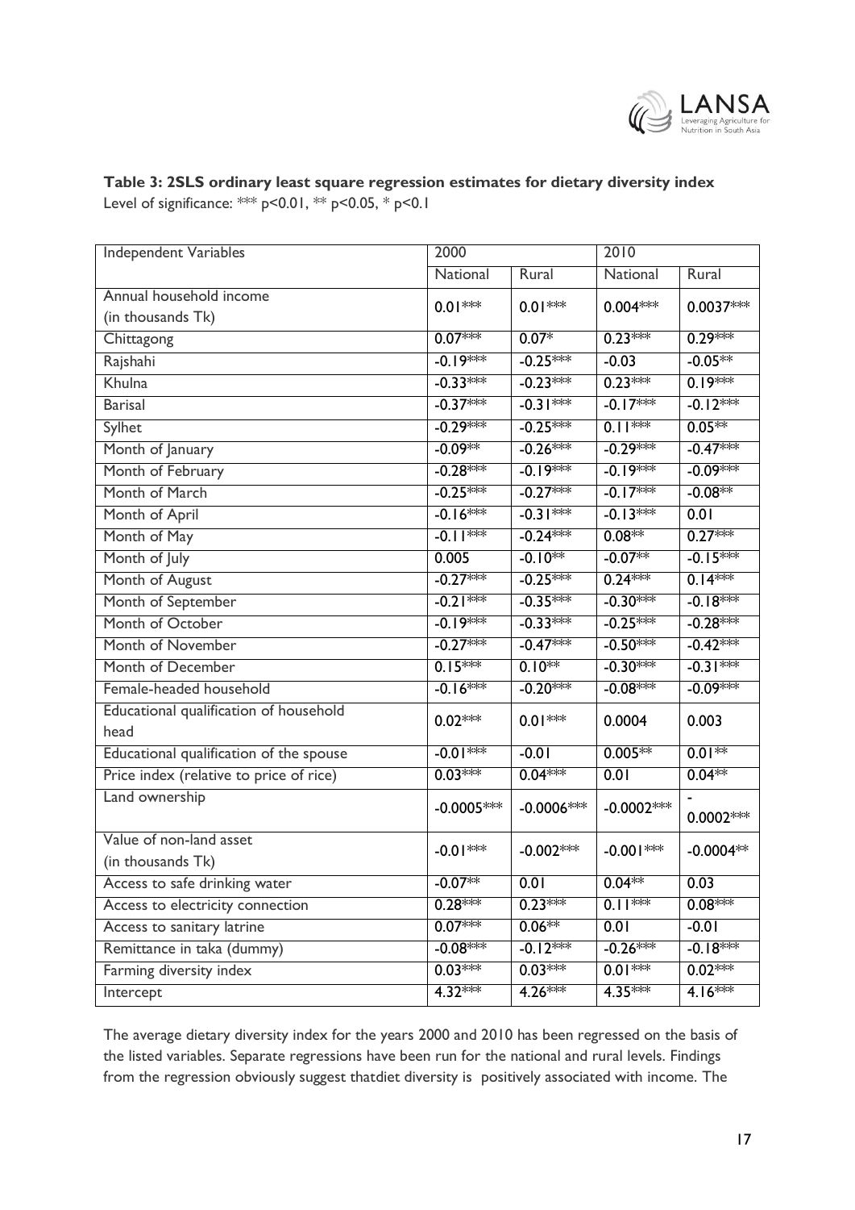**Table 3: 2SLS ordinary least square regression estimates for dietary diversity index**

Level of significance: *** p<0.01, ** p<0.05, * p<0.1

| Independent Variables | 2000 | | 2010 | |
|---|---|---|---|---|
| | National | Rural | National | Rural |
| Annual household income (in thousands Tk) | 0.01*** | 0.01*** | 0.004*** | 0.0037*** |
| Chittagong | 0.07*** | 0.07* | 0.23*** | 0.29*** |
| Rajshahi | -0.19*** | -0.25*** | -0.03 | -0.05** |
| Khulna | -0.33*** | -0.23*** | 0.23*** | 0.19*** |
| Barisal | -0.37*** | -0.31*** | -0.17*** | -0.12*** |
| Sylhet | -0.29*** | -0.25*** | 0.11*** | 0.05** |
| Month of January | -0.09** | -0.26*** | -0.29*** | -0.47*** |
| Month of February | -0.28*** | -0.19*** | -0.19*** | -0.09*** |
| Month of March | -0.25*** | -0.27*** | -0.17*** | -0.08** |
| Month of April | -0.16*** | -0.31*** | -0.13*** | 0.01 |
| Month of May | -0.11*** | -0.24*** | 0.08** | 0.27*** |
| Month of July | 0.005 | -0.10** | -0.07** | -0.15*** |
| Month of August | -0.27*** | -0.25*** | 0.24*** | 0.14*** |
| Month of September | -0.21*** | -0.35*** | -0.30*** | -0.18*** |
| Month of October | -0.19*** | -0.33*** | -0.25*** | -0.28*** |
| Month of November | -0.27*** | -0.47*** | -0.50*** | -0.42*** |
| Month of December | 0.15*** | 0.10** | -0.30*** | -0.31*** |
| Female-headed household | -0.16*** | -0.20*** | -0.08*** | -0.09*** |
| Educational qualification of household head | 0.02*** | 0.01*** | 0.0004 | 0.003 |
| Educational qualification of the spouse | -0.01*** | -0.01 | 0.005** | 0.01** |
| Price index (relative to price of rice) | 0.03*** | 0.04*** | 0.01 | 0.04** |
| Land ownership | -0.0005*** | -0.0006*** | -0.0002*** | -0.0002*** |
| Value of non-land asset (in thousands Tk) | -0.01*** | -0.002*** | -0.001*** | -0.0004** |
| Access to safe drinking water | -0.07** | 0.01 | 0.04** | 0.03 |
| Access to electricity connection | 0.28*** | 0.23*** | 0.11*** | 0.08*** |
| Access to sanitary latrine | 0.07*** | 0.06** | 0.01 | -0.01 |
| Remittance in taka (dummy) | -0.08*** | -0.12*** | -0.26*** | -0.18*** |
| Farming diversity index | 0.03*** | 0.03*** | 0.01*** | 0.02*** |
| Intercept | 4.32*** | 4.26*** | 4.35*** | 4.16*** |

The average dietary diversity index for the years 2000 and 2010 has been regressed on the basis of the listed variables. Separate regressions have been run for the national and rural levels. Findings from the regression obviously suggest thatdiet diversity is positively associated with income. The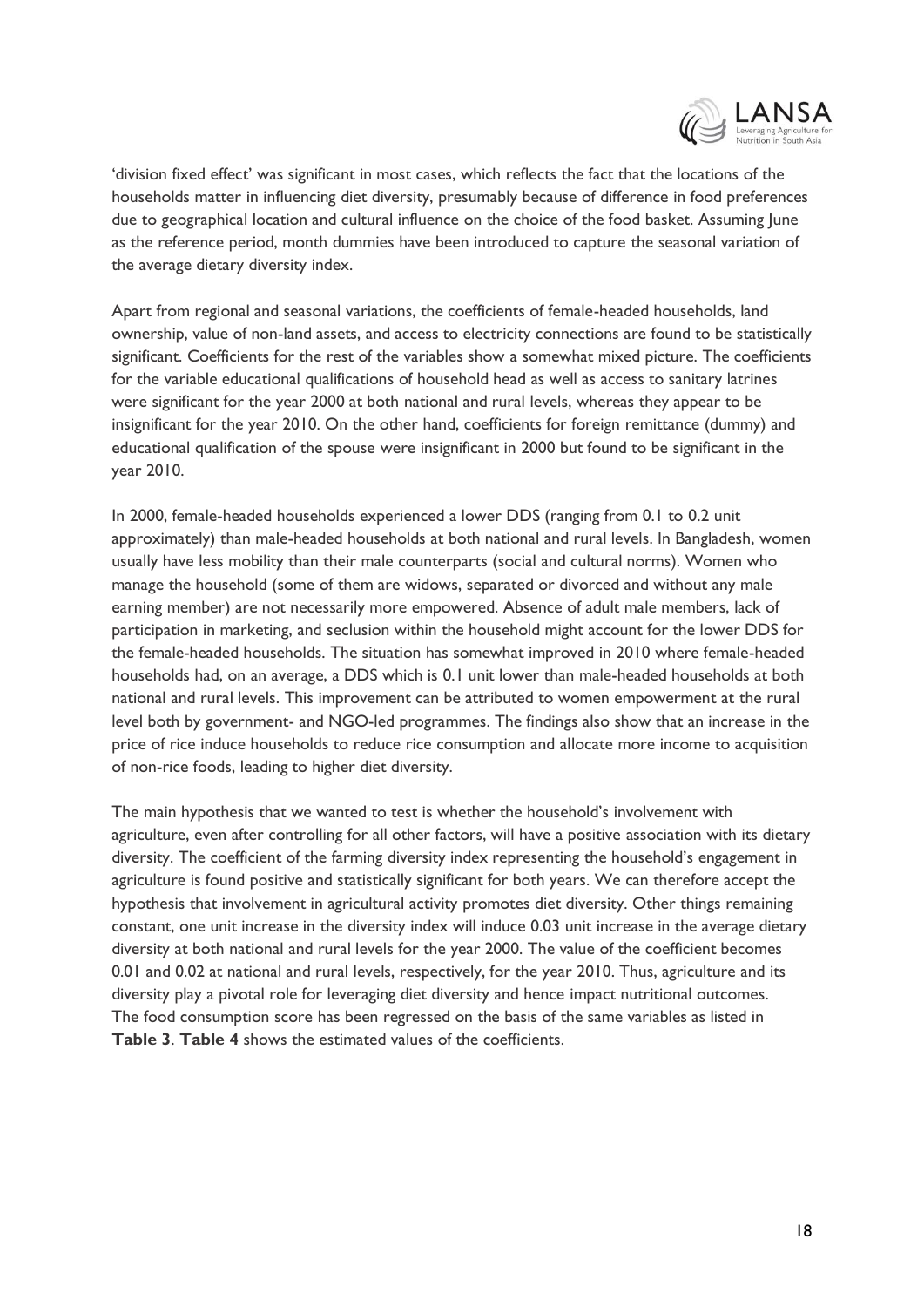'division fixed effect' was significant in most cases, which reflects the fact that the locations of the households matter in influencing diet diversity, presumably because of difference in food preferences due to geographical location and cultural influence on the choice of the food basket. Assuming June as the reference period, month dummies have been introduced to capture the seasonal variation of the average dietary diversity index.

Apart from regional and seasonal variations, the coefficients of female-headed households, land ownership, value of non-land assets, and access to electricity connections are found to be statistically significant. Coefficients for the rest of the variables show a somewhat mixed picture. The coefficients for the variable educational qualifications of household head as well as access to sanitary latrines were significant for the year 2000 at both national and rural levels, whereas they appear to be insignificant for the year 2010. On the other hand, coefficients for foreign remittance (dummy) and educational qualification of the spouse were insignificant in 2000 but found to be significant in the year 2010.

In 2000, female-headed households experienced a lower DDS (ranging from 0.1 to 0.2 unit approximately) than male-headed households at both national and rural levels. In Bangladesh, women usually have less mobility than their male counterparts (social and cultural norms). Women who manage the household (some of them are widows, separated or divorced and without any male earning member) are not necessarily more empowered. Absence of adult male members, lack of participation in marketing, and seclusion within the household might account for the lower DDS for the female-headed households. The situation has somewhat improved in 2010 where female-headed households had, on an average, a DDS which is 0.1 unit lower than male-headed households at both national and rural levels. This improvement can be attributed to women empowerment at the rural level both by government- and NGO-led programmes. The findings also show that an increase in the price of rice induce households to reduce rice consumption and allocate more income to acquisition of non-rice foods, leading to higher diet diversity.

The main hypothesis that we wanted to test is whether the household's involvement with agriculture, even after controlling for all other factors, will have a positive association with its dietary diversity. The coefficient of the farming diversity index representing the household's engagement in agriculture is found positive and statistically significant for both years. We can therefore accept the hypothesis that involvement in agricultural activity promotes diet diversity. Other things remaining constant, one unit increase in the diversity index will induce 0.03 unit increase in the average dietary diversity at both national and rural levels for the year 2000. The value of the coefficient becomes 0.01 and 0.02 at national and rural levels, respectively, for the year 2010. Thus, agriculture and its diversity play a pivotal role for leveraging diet diversity and hence impact nutritional outcomes. The food consumption score has been regressed on the basis of the same variables as listed in **Table 3**. **Table 4** shows the estimated values of the coefficients.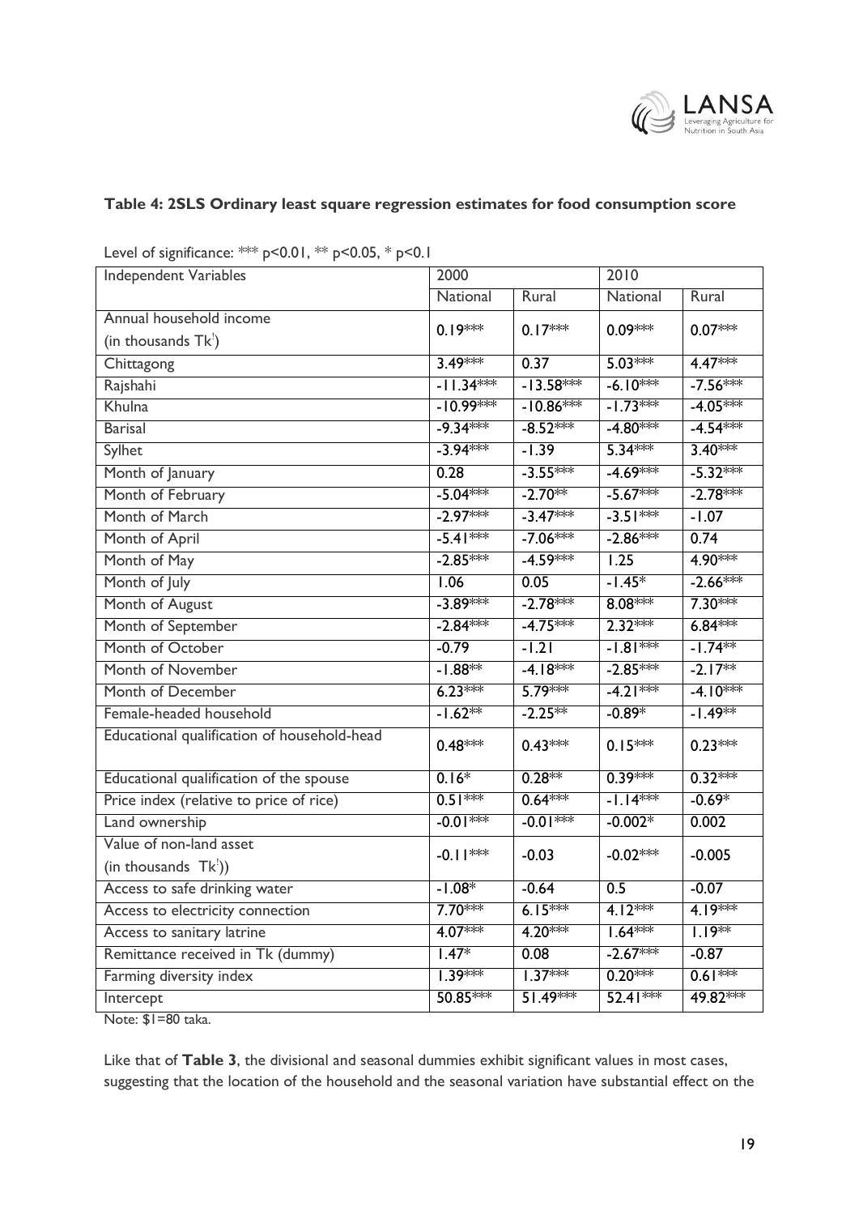**Table 4: 2SLS Ordinary least square regression estimates for food consumption score**

Level of significance: *** p<0.01, ** p<0.05, * p<0.1

| Independent Variables | 2000 | | 2010 | |
|---|---|---|---|---|
| | National | Rural | National | Rural |
| Annual household income (in thousands Tk[1]) | 0.19*** | 0.17*** | 0.09*** | 0.07*** |
| Chittagong | 3.49*** | 0.37 | 5.03*** | 4.47*** |
| Rajshahi | -11.34*** | -13.58*** | -6.10*** | -7.56*** |
| Khulna | -10.99*** | -10.86*** | -1.73*** | -4.05*** |
| Barisal | -9.34*** | -8.52*** | -4.80*** | -4.54*** |
| Sylhet | -3.94*** | -1.39 | 5.34*** | 3.40*** |
| Month of January | 0.28 | -3.55*** | -4.69*** | -5.32*** |
| Month of February | -5.04*** | -2.70** | -5.67*** | -2.78*** |
| Month of March | -2.97*** | -3.47*** | -3.51*** | -1.07 |
| Month of April | -5.41*** | -7.06*** | -2.86*** | 0.74 |
| Month of May | -2.85*** | -4.59*** | 1.25 | 4.90*** |
| Month of July | 1.06 | 0.05 | -1.45* | -2.66*** |
| Month of August | -3.89*** | -2.78*** | 8.08*** | 7.30*** |
| Month of September | -2.84*** | -4.75*** | 2.32*** | 6.84*** |
| Month of October | -0.79 | -1.21 | -1.81*** | -1.74** |
| Month of November | -1.88** | -4.18*** | -2.85*** | -2.17** |
| Month of December | 6.23*** | 5.79*** | -4.21*** | -4.10*** |
| Female-headed household | -1.62** | -2.25** | -0.89* | -1.49** |
| Educational qualification of household-head | 0.48*** | 0.43*** | 0.15*** | 0.23*** |
| Educational qualification of the spouse | 0.16* | 0.28** | 0.39*** | 0.32*** |
| Price index (relative to price of rice) | 0.51*** | 0.64*** | -1.14*** | -0.69* |
| Land ownership | -0.01*** | -0.01*** | -0.002* | 0.002 |
| Value of non-land asset (in thousands Tk[1])) | -0.11*** | -0.03 | -0.02*** | -0.005 |
| Access to safe drinking water | -1.08* | -0.64 | 0.5 | -0.07 |
| Access to electricity connection | 7.70*** | 6.15*** | 4.12*** | 4.19*** |
| Access to sanitary latrine | 4.07*** | 4.20*** | 1.64*** | 1.19** |
| Remittance received in Tk (dummy) | 1.47* | 0.08 | -2.67*** | -0.87 |
| Farming diversity index | 1.39*** | 1.37*** | 0.20*** | 0.61*** |
| Intercept | 50.85*** | 51.49*** | 52.41*** | 49.82*** |

Note: $1=80 taka.

Like that of **Table 3**, the divisional and seasonal dummies exhibit significant values in most cases, suggesting that the location of the household and the seasonal variation have substantial effect on the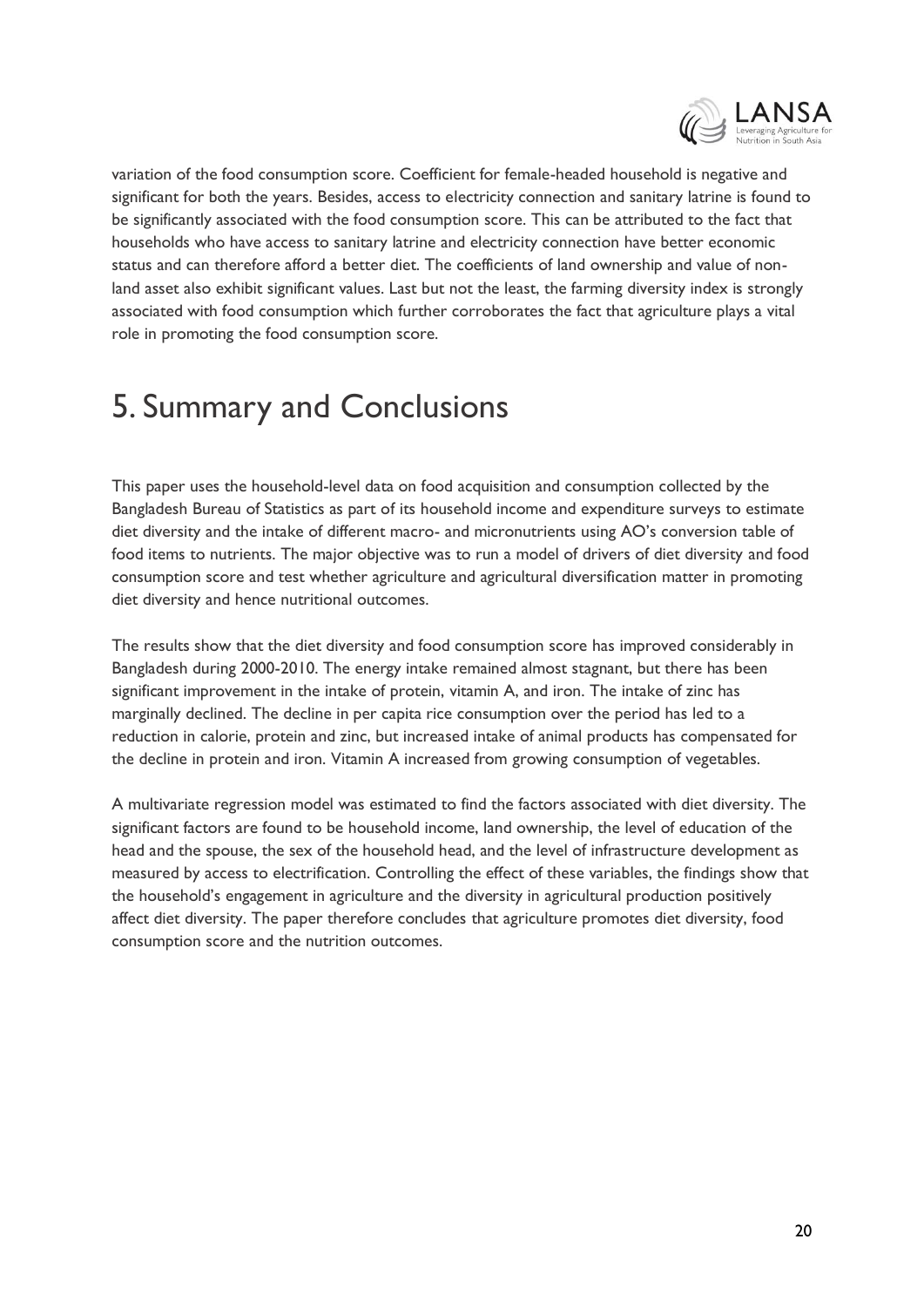variation of the food consumption score. Coefficient for female-headed household is negative and significant for both the years. Besides, access to electricity connection and sanitary latrine is found to be significantly associated with the food consumption score. This can be attributed to the fact that households who have access to sanitary latrine and electricity connection have better economic status and can therefore afford a better diet. The coefficients of land ownership and value of non-land asset also exhibit significant values. Last but not the least, the farming diversity index is strongly associated with food consumption which further corroborates the fact that agriculture plays a vital role in promoting the food consumption score.

# 5. Summary and Conclusions

This paper uses the household-level data on food acquisition and consumption collected by the Bangladesh Bureau of Statistics as part of its household income and expenditure surveys to estimate diet diversity and the intake of different macro- and micronutrients using AO's conversion table of food items to nutrients. The major objective was to run a model of drivers of diet diversity and food consumption score and test whether agriculture and agricultural diversification matter in promoting diet diversity and hence nutritional outcomes.

The results show that the diet diversity and food consumption score has improved considerably in Bangladesh during 2000-2010. The energy intake remained almost stagnant, but there has been significant improvement in the intake of protein, vitamin A, and iron. The intake of zinc has marginally declined. The decline in per capita rice consumption over the period has led to a reduction in calorie, protein and zinc, but increased intake of animal products has compensated for the decline in protein and iron. Vitamin A increased from growing consumption of vegetables.

A multivariate regression model was estimated to find the factors associated with diet diversity. The significant factors are found to be household income, land ownership, the level of education of the head and the spouse, the sex of the household head, and the level of infrastructure development as measured by access to electrification. Controlling the effect of these variables, the findings show that the household's engagement in agriculture and the diversity in agricultural production positively affect diet diversity. The paper therefore concludes that agriculture promotes diet diversity, food consumption score and the nutrition outcomes.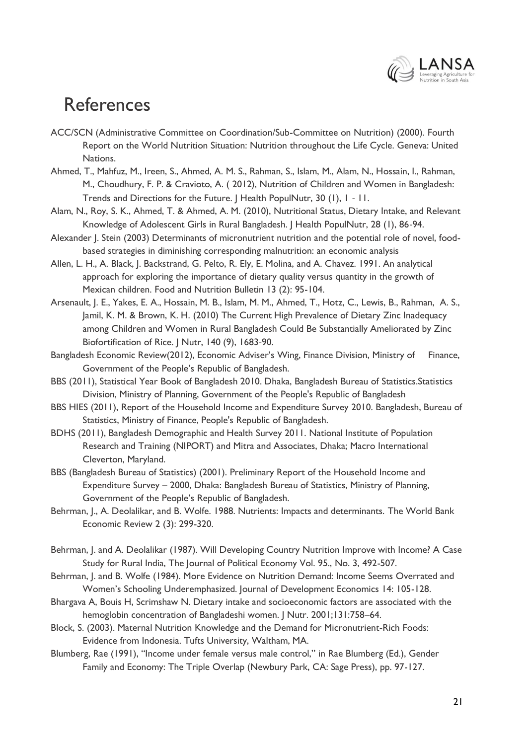# References

ACC/SCN (Administrative Committee on Coordination/Sub-Committee on Nutrition) (2000). Fourth Report on the World Nutrition Situation: Nutrition throughout the Life Cycle. Geneva: United Nations.

Ahmed, T., Mahfuz, M., Ireen, S., Ahmed, A. M. S., Rahman, S., Islam, M., Alam, N., Hossain, I., Rahman, M., Choudhury, F. P. & Cravioto, A. ( 2012), Nutrition of Children and Women in Bangladesh: Trends and Directions for the Future. J Health PopulNutr, 30 (1), 1 - 11.

Alam, N., Roy, S. K., Ahmed, T. & Ahmed, A. M. (2010), Nutritional Status, Dietary Intake, and Relevant Knowledge of Adolescent Girls in Rural Bangladesh. J Health PopulNutr, 28 (1), 86-94.

Alexander J. Stein (2003) Determinants of micronutrient nutrition and the potential role of novel, food-based strategies in diminishing corresponding malnutrition: an economic analysis

Allen, L. H., A. Black, J. Backstrand, G. Pelto, R. Ely, E. Molina, and A. Chavez. 1991. An analytical approach for exploring the importance of dietary quality versus quantity in the growth of Mexican children. Food and Nutrition Bulletin 13 (2): 95-104.

Arsenault, J. E., Yakes, E. A., Hossain, M. B., Islam, M. M., Ahmed, T., Hotz, C., Lewis, B., Rahman, A. S., Jamil, K. M. & Brown, K. H. (2010) The Current High Prevalence of Dietary Zinc Inadequacy among Children and Women in Rural Bangladesh Could Be Substantially Ameliorated by Zinc Biofortification of Rice. J Nutr, 140 (9), 1683-90.

Bangladesh Economic Review(2012), Economic Adviser's Wing, Finance Division, Ministry of Finance, Government of the People's Republic of Bangladesh.

BBS (2011), Statistical Year Book of Bangladesh 2010. Dhaka, Bangladesh Bureau of Statistics.Statistics Division, Ministry of Planning, Government of the People's Republic of Bangladesh

BBS HIES (2011), Report of the Household Income and Expenditure Survey 2010. Bangladesh, Bureau of Statistics, Ministry of Finance, People's Republic of Bangladesh.

BDHS (2011), Bangladesh Demographic and Health Survey 2011. National Institute of Population Research and Training (NIPORT) and Mitra and Associates, Dhaka; Macro International Cleverton, Maryland.

BBS (Bangladesh Bureau of Statistics) (2001). Preliminary Report of the Household Income and Expenditure Survey – 2000, Dhaka: Bangladesh Bureau of Statistics, Ministry of Planning, Government of the People's Republic of Bangladesh.

Behrman, J., A. Deolalikar, and B. Wolfe. 1988. Nutrients: Impacts and determinants. The World Bank Economic Review 2 (3): 299-320.

Behrman, J. and A. Deolalikar (1987). Will Developing Country Nutrition Improve with Income? A Case Study for Rural India, The Journal of Political Economy Vol. 95., No. 3, 492-507.

Behrman, J. and B. Wolfe (1984). More Evidence on Nutrition Demand: Income Seems Overrated and Women's Schooling Underemphasized. Journal of Development Economics 14: 105-128.

Bhargava A, Bouis H, Scrimshaw N. Dietary intake and socioeconomic factors are associated with the hemoglobin concentration of Bangladeshi women. J Nutr. 2001;131:758–64.

Block, S. (2003). Maternal Nutrition Knowledge and the Demand for Micronutrient-Rich Foods: Evidence from Indonesia. Tufts University, Waltham, MA.

Blumberg, Rae (1991), "Income under female versus male control," in Rae Blumberg (Ed.), Gender Family and Economy: The Triple Overlap (Newbury Park, CA: Sage Press), pp. 97-127.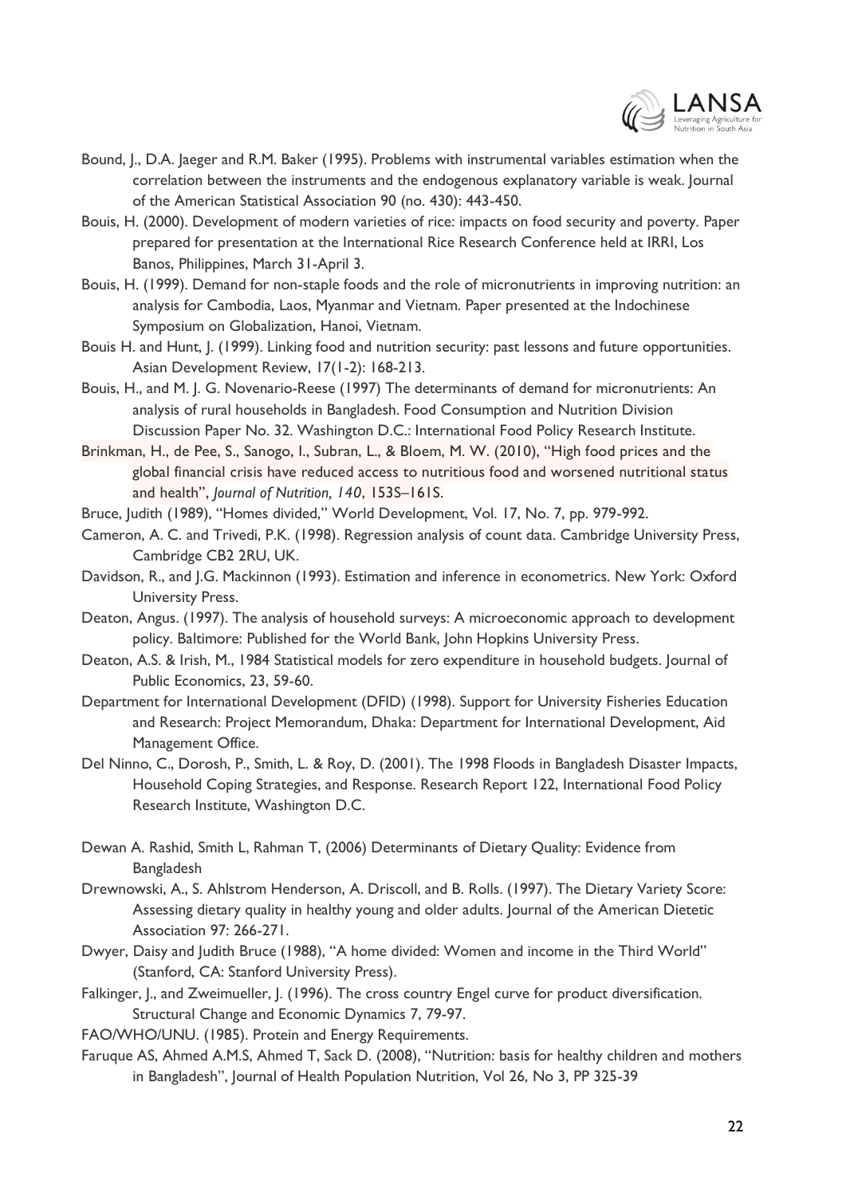Bound, J., D.A. Jaeger and R.M. Baker (1995). Problems with instrumental variables estimation when the correlation between the instruments and the endogenous explanatory variable is weak. Journal of the American Statistical Association 90 (no. 430): 443-450.

Bouis, H. (2000). Development of modern varieties of rice: impacts on food security and poverty. Paper prepared for presentation at the International Rice Research Conference held at IRRI, Los Banos, Philippines, March 31-April 3.

Bouis, H. (1999). Demand for non-staple foods and the role of micronutrients in improving nutrition: an analysis for Cambodia, Laos, Myanmar and Vietnam. Paper presented at the Indochinese Symposium on Globalization, Hanoi, Vietnam.

Bouis H. and Hunt, J. (1999). Linking food and nutrition security: past lessons and future opportunities. Asian Development Review, 17(1-2): 168-213.

Bouis, H., and M. J. G. Novenario-Reese (1997) The determinants of demand for micronutrients: An analysis of rural households in Bangladesh. Food Consumption and Nutrition Division Discussion Paper No. 32. Washington D.C.: International Food Policy Research Institute.

Brinkman, H., de Pee, S., Sanogo, I., Subran, L., & Bloem, M. W. (2010), "High food prices and the global financial crisis have reduced access to nutritious food and worsened nutritional status and health", *Journal of Nutrition, 140*, 153S–161S.

Bruce, Judith (1989), "Homes divided," World Development, Vol. 17, No. 7, pp. 979-992.

Cameron, A. C. and Trivedi, P.K. (1998). Regression analysis of count data. Cambridge University Press, Cambridge CB2 2RU, UK.

Davidson, R., and J.G. Mackinnon (1993). Estimation and inference in econometrics. New York: Oxford University Press.

Deaton, Angus. (1997). The analysis of household surveys: A microeconomic approach to development policy. Baltimore: Published for the World Bank, John Hopkins University Press.

Deaton, A.S. & Irish, M., 1984 Statistical models for zero expenditure in household budgets. Journal of Public Economics, 23, 59-60.

Department for International Development (DFID) (1998). Support for University Fisheries Education and Research: Project Memorandum, Dhaka: Department for International Development, Aid Management Office.

Del Ninno, C., Dorosh, P., Smith, L. & Roy, D. (2001). The 1998 Floods in Bangladesh Disaster Impacts, Household Coping Strategies, and Response. Research Report 122, International Food Policy Research Institute, Washington D.C.

Dewan A. Rashid, Smith L, Rahman T, (2006) Determinants of Dietary Quality: Evidence from Bangladesh

Drewnowski, A., S. Ahlstrom Henderson, A. Driscoll, and B. Rolls. (1997). The Dietary Variety Score: Assessing dietary quality in healthy young and older adults. Journal of the American Dietetic Association 97: 266-271.

Dwyer, Daisy and Judith Bruce (1988), "A home divided: Women and income in the Third World" (Stanford, CA: Stanford University Press).

Falkinger, J., and Zweimueller, J. (1996). The cross country Engel curve for product diversification. Structural Change and Economic Dynamics 7, 79-97.

FAO/WHO/UNU. (1985). Protein and Energy Requirements.

Faruque AS, Ahmed A.M.S, Ahmed T, Sack D. (2008), "Nutrition: basis for healthy children and mothers in Bangladesh", Journal of Health Population Nutrition, Vol 26, No 3, PP 325-39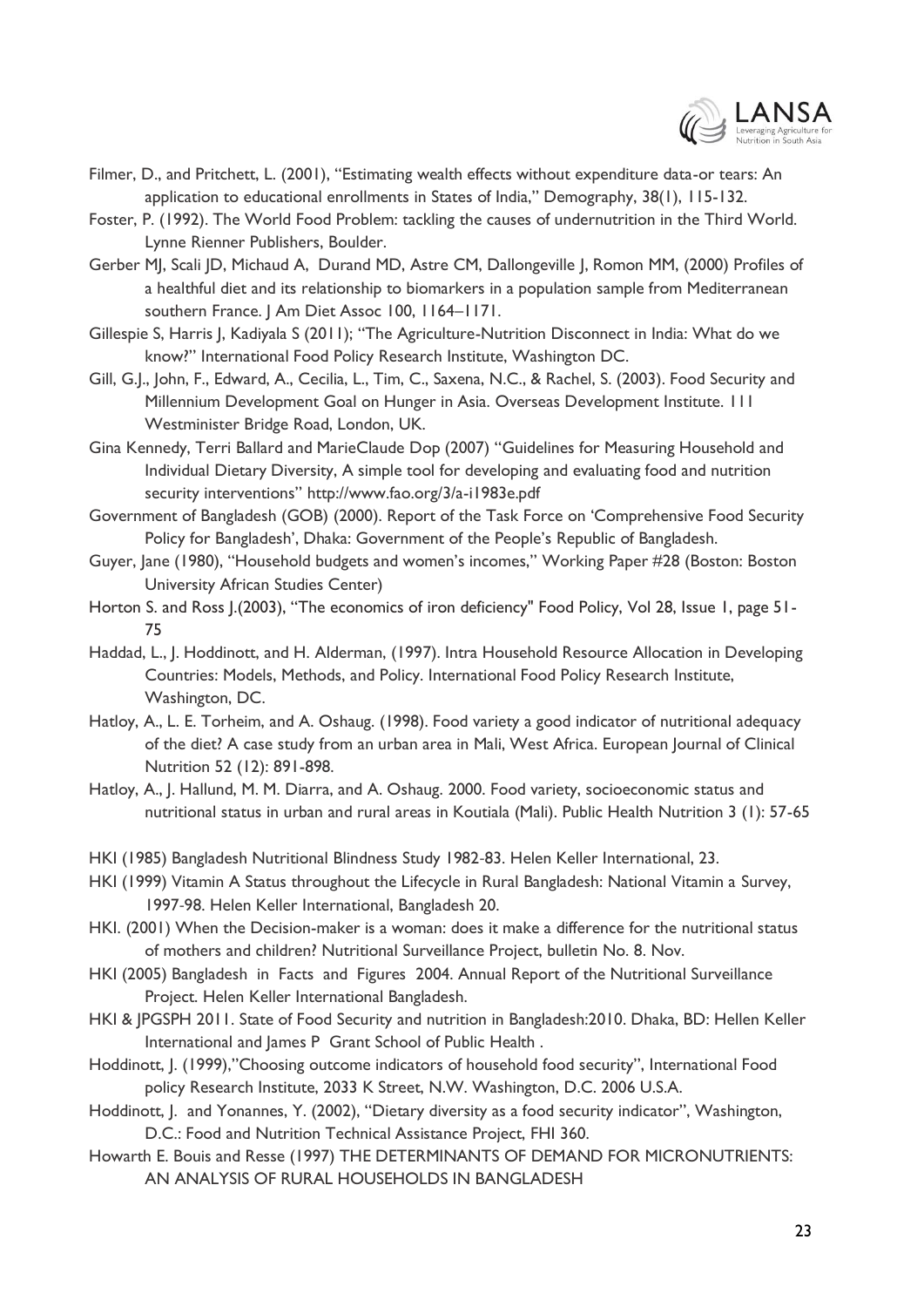Filmer, D., and Pritchett, L. (2001), "Estimating wealth effects without expenditure data-or tears: An application to educational enrollments in States of India," Demography, 38(1), 115-132.

Foster, P. (1992). The World Food Problem: tackling the causes of undernutrition in the Third World. Lynne Rienner Publishers, Boulder.

Gerber MJ, Scali JD, Michaud A, Durand MD, Astre CM, Dallongeville J, Romon MM, (2000) Profiles of a healthful diet and its relationship to biomarkers in a population sample from Mediterranean southern France. J Am Diet Assoc 100, 1164–1171.

Gillespie S, Harris J, Kadiyala S (2011); "The Agriculture-Nutrition Disconnect in India: What do we know?" International Food Policy Research Institute, Washington DC.

Gill, G.J., John, F., Edward, A., Cecilia, L., Tim, C., Saxena, N.C., & Rachel, S. (2003). Food Security and Millennium Development Goal on Hunger in Asia. Overseas Development Institute. 111 Westminister Bridge Road, London, UK.

Gina Kennedy, Terri Ballard and MarieClaude Dop (2007) "Guidelines for Measuring Household and Individual Dietary Diversity, A simple tool for developing and evaluating food and nutrition security interventions" http://www.fao.org/3/a-i1983e.pdf

Government of Bangladesh (GOB) (2000). Report of the Task Force on 'Comprehensive Food Security Policy for Bangladesh', Dhaka: Government of the People's Republic of Bangladesh.

Guyer, Jane (1980), "Household budgets and women's incomes," Working Paper #28 (Boston: Boston University African Studies Center)

Horton S. and Ross J.(2003), "The economics of iron deficiency" Food Policy, Vol 28, Issue 1, page 51-75

Haddad, L., J. Hoddinott, and H. Alderman, (1997). Intra Household Resource Allocation in Developing Countries: Models, Methods, and Policy. International Food Policy Research Institute, Washington, DC.

Hatloy, A., L. E. Torheim, and A. Oshaug. (1998). Food variety a good indicator of nutritional adequacy of the diet? A case study from an urban area in Mali, West Africa. European Journal of Clinical Nutrition 52 (12): 891-898.

Hatloy, A., J. Hallund, M. M. Diarra, and A. Oshaug. 2000. Food variety, socioeconomic status and nutritional status in urban and rural areas in Koutiala (Mali). Public Health Nutrition 3 (1): 57-65

HKI (1985) Bangladesh Nutritional Blindness Study 1982-83. Helen Keller International, 23.

HKI (1999) Vitamin A Status throughout the Lifecycle in Rural Bangladesh: National Vitamin a Survey, 1997-98. Helen Keller International, Bangladesh 20.

HKI. (2001) When the Decision-maker is a woman: does it make a difference for the nutritional status of mothers and children? Nutritional Surveillance Project, bulletin No. 8. Nov.

HKI (2005) Bangladesh in Facts and Figures 2004. Annual Report of the Nutritional Surveillance Project. Helen Keller International Bangladesh.

HKI & JPGSPH 2011. State of Food Security and nutrition in Bangladesh:2010. Dhaka, BD: Hellen Keller International and James P Grant School of Public Health .

Hoddinott, J. (1999),"Choosing outcome indicators of household food security", International Food policy Research Institute, 2033 K Street, N.W. Washington, D.C. 2006 U.S.A.

Hoddinott, J. and Yonannes, Y. (2002), "Dietary diversity as a food security indicator", Washington, D.C.: Food and Nutrition Technical Assistance Project, FHI 360.

Howarth E. Bouis and Resse (1997) THE DETERMINANTS OF DEMAND FOR MICRONUTRIENTS: AN ANALYSIS OF RURAL HOUSEHOLDS IN BANGLADESH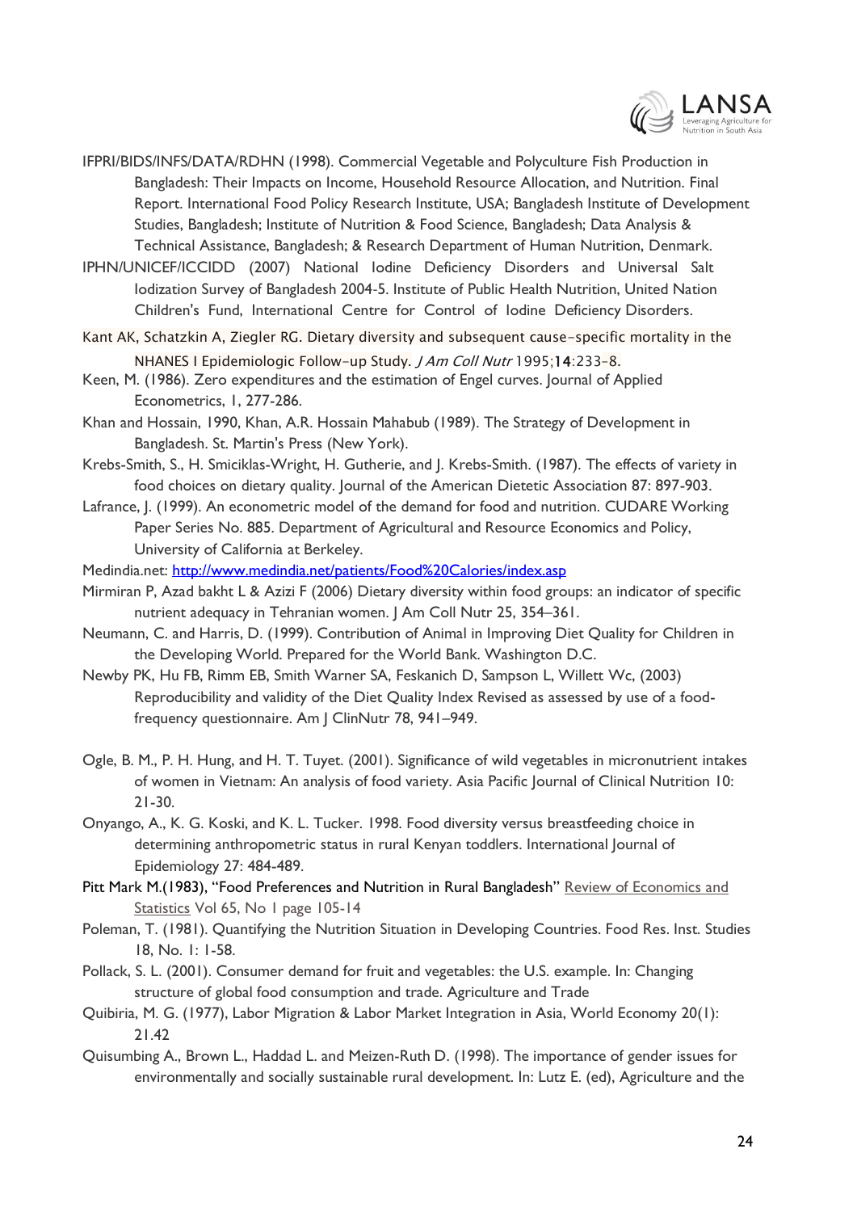IFPRI/BIDS/INFS/DATA/RDHN (1998). Commercial Vegetable and Polyculture Fish Production in Bangladesh: Their Impacts on Income, Household Resource Allocation, and Nutrition. Final Report. International Food Policy Research Institute, USA; Bangladesh Institute of Development Studies, Bangladesh; Institute of Nutrition & Food Science, Bangladesh; Data Analysis & Technical Assistance, Bangladesh; & Research Department of Human Nutrition, Denmark.

IPHN/UNICEF/ICCIDD (2007) National Iodine Deficiency Disorders and Universal Salt Iodization Survey of Bangladesh 2004-5. Institute of Public Health Nutrition, United Nation Children's Fund, International Centre for Control of Iodine Deficiency Disorders.

Kant AK, Schatzkin A, Ziegler RG. Dietary diversity and subsequent cause-specific mortality in the NHANES I Epidemiologic Follow-up Study. *J Am Coll Nutr* 1995;**14**:233–8.

Keen, M. (1986). Zero expenditures and the estimation of Engel curves. Journal of Applied Econometrics, 1, 277-286.

Khan and Hossain, 1990, Khan, A.R. Hossain Mahabub (1989). The Strategy of Development in Bangladesh. St. Martin's Press (New York).

Krebs-Smith, S., H. Smiciklas-Wright, H. Guthrie, and J. Krebs-Smith. (1987). The effects of variety in food choices on dietary quality. Journal of the American Dietetic Association 87: 897-903.

Lafrance, J. (1999). An econometric model of the demand for food and nutrition. CUDARE Working Paper Series No. 885. Department of Agricultural and Resource Economics and Policy, University of California at Berkeley.

Medindia.net: http://www.medindia.net/patients/Food%20Calories/index.asp

Mirmiran P, Azad bakht L & Azizi F (2006) Dietary diversity within food groups: an indicator of specific nutrient adequacy in Tehranian women. J Am Coll Nutr 25, 354–361.

Neumann, C. and Harris, D. (1999). Contribution of Animal in Improving Diet Quality for Children in the Developing World. Prepared for the World Bank. Washington D.C.

Newby PK, Hu FB, Rimm EB, Smith Warner SA, Feskanich D, Sampson L, Willett Wc, (2003) Reproducibility and validity of the Diet Quality Index Revised as assessed by use of a food-frequency questionnaire. Am J ClinNutr 78, 941–949.

Ogle, B. M., P. H. Hung, and H. T. Tuyet. (2001). Significance of wild vegetables in micronutrient intakes of women in Vietnam: An analysis of food variety. Asia Pacific Journal of Clinical Nutrition 10: 21-30.

Onyango, A., K. G. Koski, and K. L. Tucker. 1998. Food diversity versus breastfeeding choice in determining anthropometric status in rural Kenyan toddlers. International Journal of Epidemiology 27: 484-489.

Pitt Mark M.(1983), "Food Preferences and Nutrition in Rural Bangladesh" Review of Economics and Statistics Vol 65, No 1 page 105-14

Poleman, T. (1981). Quantifying the Nutrition Situation in Developing Countries. Food Res. Inst. Studies 18, No. 1: 1-58.

Pollack, S. L. (2001). Consumer demand for fruit and vegetables: the U.S. example. In: Changing structure of global food consumption and trade. Agriculture and Trade

Quibiria, M. G. (1977), Labor Migration & Labor Market Integration in Asia, World Economy 20(1): 21.42

Quisumbing A., Brown L., Haddad L. and Meizen-Ruth D. (1998). The importance of gender issues for environmentally and socially sustainable rural development. In: Lutz E. (ed), Agriculture and the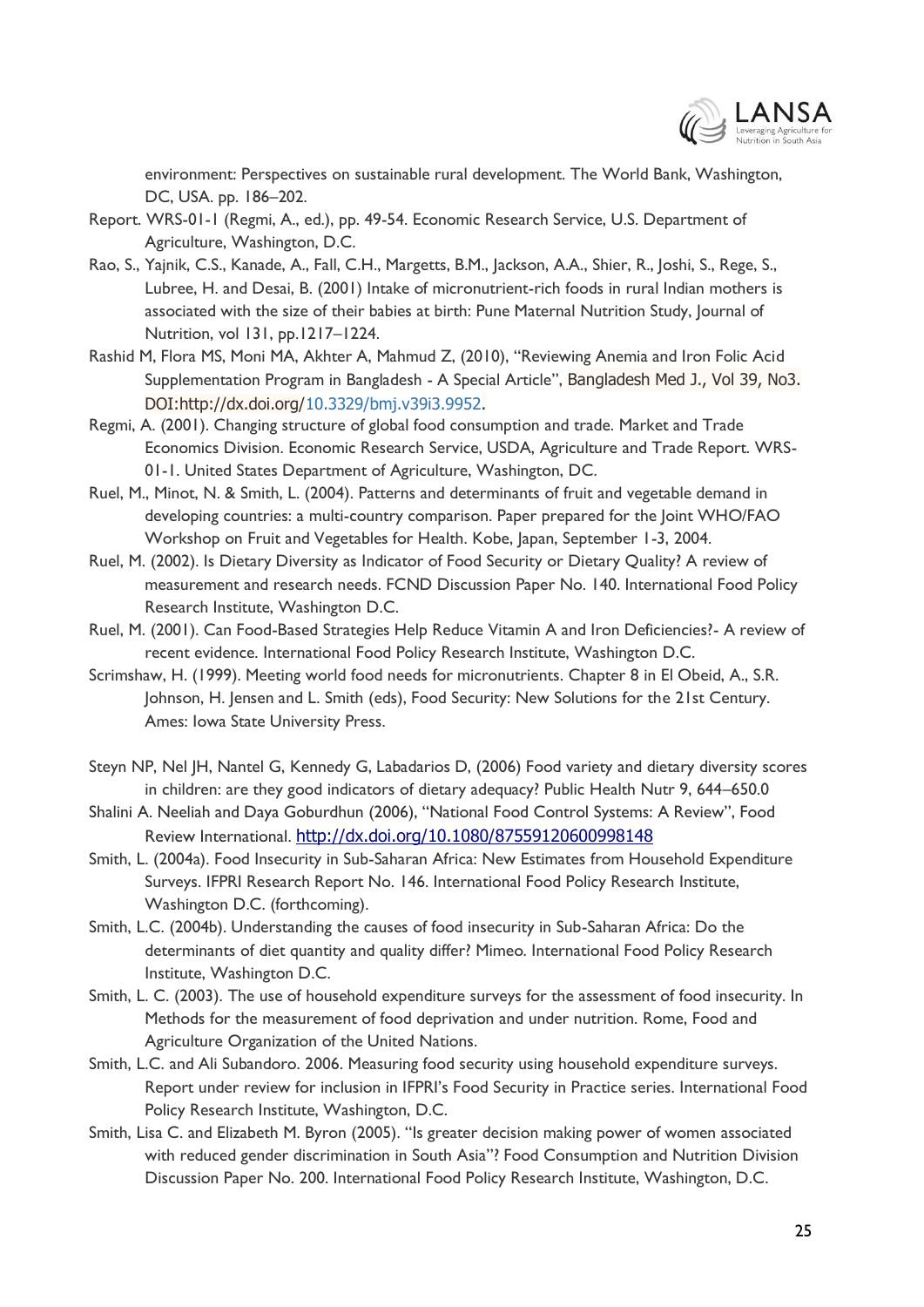environment: Perspectives on sustainable rural development. The World Bank, Washington, DC, USA. pp. 186–202.

Report. WRS-01-1 (Regmi, A., ed.), pp. 49-54. Economic Research Service, U.S. Department of Agriculture, Washington, D.C.

Rao, S., Yajnik, C.S., Kanade, A., Fall, C.H., Margetts, B.M., Jackson, A.A., Shier, R., Joshi, S., Rege, S., Lubree, H. and Desai, B. (2001) Intake of micronutrient-rich foods in rural Indian mothers is associated with the size of their babies at birth: Pune Maternal Nutrition Study, Journal of Nutrition, vol 131, pp.1217–1224.

Rashid M, Flora MS, Moni MA, Akhter A, Mahmud Z, (2010), "Reviewing Anemia and Iron Folic Acid Supplementation Program in Bangladesh - A Special Article", Bangladesh Med J., Vol 39, No3. DOI:http://dx.doi.org/10.3329/bmj.v39i3.9952.

Regmi, A. (2001). Changing structure of global food consumption and trade. Market and Trade Economics Division. Economic Research Service, USDA, Agriculture and Trade Report. WRS-01-1. United States Department of Agriculture, Washington, DC.

Ruel, M., Minot, N. & Smith, L. (2004). Patterns and determinants of fruit and vegetable demand in developing countries: a multi-country comparison. Paper prepared for the Joint WHO/FAO Workshop on Fruit and Vegetables for Health. Kobe, Japan, September 1-3, 2004.

Ruel, M. (2002). Is Dietary Diversity as Indicator of Food Security or Dietary Quality? A review of measurement and research needs. FCND Discussion Paper No. 140. International Food Policy Research Institute, Washington D.C.

Ruel, M. (2001). Can Food-Based Strategies Help Reduce Vitamin A and Iron Deficiencies?- A review of recent evidence. International Food Policy Research Institute, Washington D.C.

Scrimshaw, H. (1999). Meeting world food needs for micronutrients. Chapter 8 in El Obeid, A., S.R. Johnson, H. Jensen and L. Smith (eds), Food Security: New Solutions for the 21st Century. Ames: Iowa State University Press.

Steyn NP, Nel JH, Nantel G, Kennedy G, Labadarios D, (2006) Food variety and dietary diversity scores in children: are they good indicators of dietary adequacy? Public Health Nutr 9, 644–650.0

Shalini A. Neeliah and Daya Goburdhun (2006), "National Food Control Systems: A Review", Food Review International. http://dx.doi.org/10.1080/87559120600998148

Smith, L. (2004a). Food Insecurity in Sub-Saharan Africa: New Estimates from Household Expenditure Surveys. IFPRI Research Report No. 146. International Food Policy Research Institute, Washington D.C. (forthcoming).

Smith, L.C. (2004b). Understanding the causes of food insecurity in Sub-Saharan Africa: Do the determinants of diet quantity and quality differ? Mimeo. International Food Policy Research Institute, Washington D.C.

Smith, L. C. (2003). The use of household expenditure surveys for the assessment of food insecurity. In Methods for the measurement of food deprivation and under nutrition. Rome, Food and Agriculture Organization of the United Nations.

Smith, L.C. and Ali Subandoro. 2006. Measuring food security using household expenditure surveys. Report under review for inclusion in IFPRI's Food Security in Practice series. International Food Policy Research Institute, Washington, D.C.

Smith, Lisa C. and Elizabeth M. Byron (2005). "Is greater decision making power of women associated with reduced gender discrimination in South Asia"? Food Consumption and Nutrition Division Discussion Paper No. 200. International Food Policy Research Institute, Washington, D.C.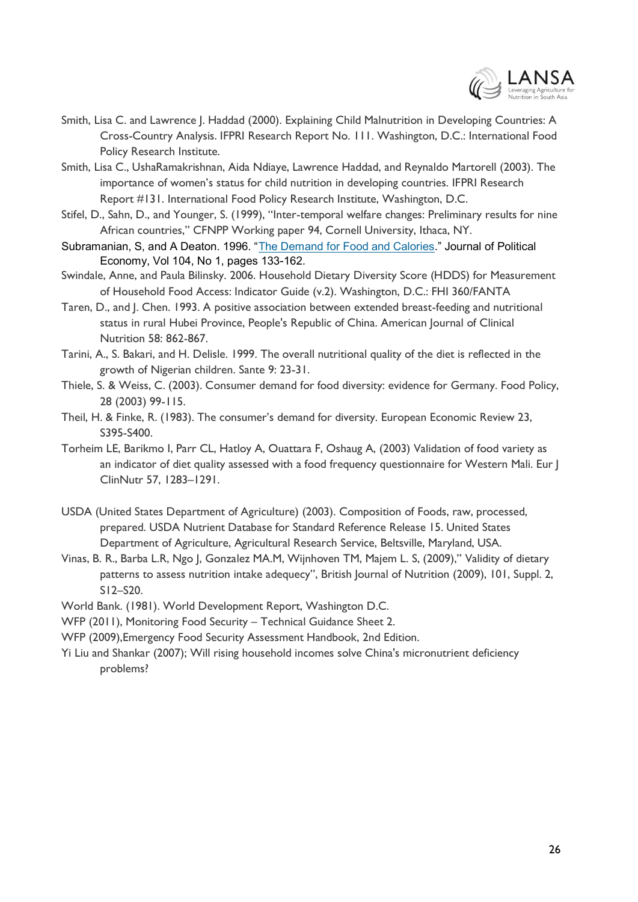Smith, Lisa C. and Lawrence J. Haddad (2000). Explaining Child Malnutrition in Developing Countries: A Cross-Country Analysis. IFPRI Research Report No. 111. Washington, D.C.: International Food Policy Research Institute.

Smith, Lisa C., UshaRamakrishnan, Aida Ndiaye, Lawrence Haddad, and Reynaldo Martorell (2003). The importance of women's status for child nutrition in developing countries. IFPRI Research Report #131. International Food Policy Research Institute, Washington, D.C.

Stifel, D., Sahn, D., and Younger, S. (1999), "Inter-temporal welfare changes: Preliminary results for nine African countries," CFNPP Working paper 94, Cornell University, Ithaca, NY.

Subramanian, S, and A Deaton. 1996. "The Demand for Food and Calories." Journal of Political Economy, Vol 104, No 1, pages 133-162.

Swindale, Anne, and Paula Bilinsky. 2006. Household Dietary Diversity Score (HDDS) for Measurement of Household Food Access: Indicator Guide (v.2). Washington, D.C.: FHI 360/FANTA

Taren, D., and J. Chen. 1993. A positive association between extended breast-feeding and nutritional status in rural Hubei Province, People's Republic of China. American Journal of Clinical Nutrition 58: 862-867.

Tarini, A., S. Bakari, and H. Delisle. 1999. The overall nutritional quality of the diet is reflected in the growth of Nigerian children. Sante 9: 23-31.

Thiele, S. & Weiss, C. (2003). Consumer demand for food diversity: evidence for Germany. Food Policy, 28 (2003) 99-115.

Theil, H. & Finke, R. (1983). The consumer's demand for diversity. European Economic Review 23, S395-S400.

Torheim LE, Barikmo I, Parr CL, Hatloy A, Ouattara F, Oshaug A, (2003) Validation of food variety as an indicator of diet quality assessed with a food frequency questionnaire for Western Mali. Eur J ClinNutr 57, 1283–1291.

USDA (United States Department of Agriculture) (2003). Composition of Foods, raw, processed, prepared. USDA Nutrient Database for Standard Reference Release 15. United States Department of Agriculture, Agricultural Research Service, Beltsville, Maryland, USA.

Vinas, B. R., Barba L.R, Ngo J, Gonzalez MA.M, Wijnhoven TM, Majem L. S, (2009)," Validity of dietary patterns to assess nutrition intake adequecy", British Journal of Nutrition (2009), 101, Suppl. 2, S12–S20.

World Bank. (1981). World Development Report, Washington D.C.

WFP (2011), Monitoring Food Security – Technical Guidance Sheet 2.

WFP (2009),Emergency Food Security Assessment Handbook, 2nd Edition.

Yi Liu and Shankar (2007); Will rising household incomes solve China's micronutrient deficiency problems?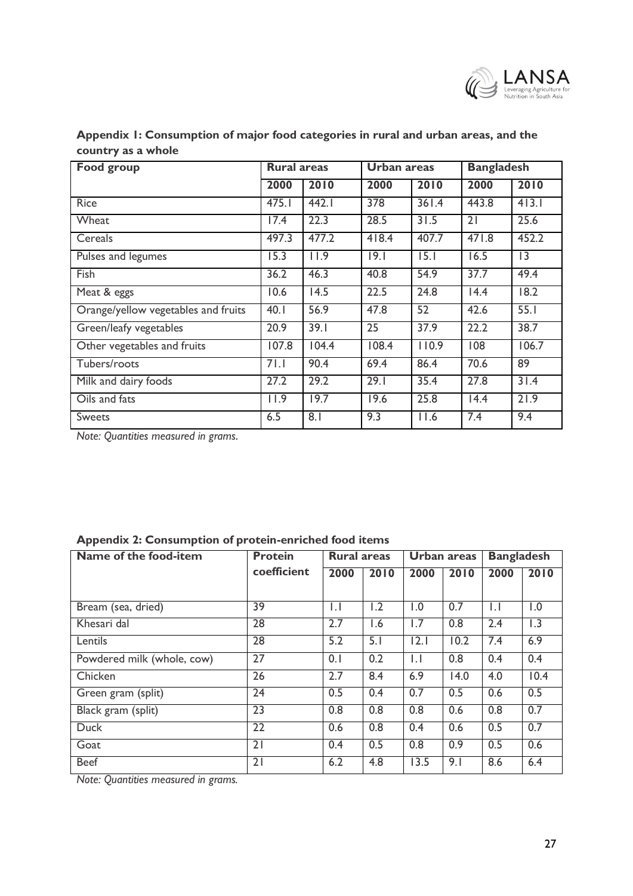**Appendix 1: Consumption of major food categories in rural and urban areas, and the country as a whole**

| Food group | Rural areas | | Urban areas | | Bangladesh | |
|---|---|---|---|---|---|---|
| | 2000 | 2010 | 2000 | 2010 | 2000 | 2010 |
| Rice | 475.1 | 442.1 | 378 | 361.4 | 443.8 | 413.1 |
| Wheat | 17.4 | 22.3 | 28.5 | 31.5 | 21 | 25.6 |
| Cereals | 497.3 | 477.2 | 418.4 | 407.7 | 471.8 | 452.2 |
| Pulses and legumes | 15.3 | 11.9 | 19.1 | 15.1 | 16.5 | 13 |
| Fish | 36.2 | 46.3 | 40.8 | 54.9 | 37.7 | 49.4 |
| Meat & eggs | 10.6 | 14.5 | 22.5 | 24.8 | 14.4 | 18.2 |
| Orange/yellow vegetables and fruits | 40.1 | 56.9 | 47.8 | 52 | 42.6 | 55.1 |
| Green/leafy vegetables | 20.9 | 39.1 | 25 | 37.9 | 22.2 | 38.7 |
| Other vegetables and fruits | 107.8 | 104.4 | 108.4 | 110.9 | 108 | 106.7 |
| Tubers/roots | 71.1 | 90.4 | 69.4 | 86.4 | 70.6 | 89 |
| Milk and dairy foods | 27.2 | 29.2 | 29.1 | 35.4 | 27.8 | 31.4 |
| Oils and fats | 11.9 | 19.7 | 19.6 | 25.8 | 14.4 | 21.9 |
| Sweets | 6.5 | 8.1 | 9.3 | 11.6 | 7.4 | 9.4 |

*Note: Quantities measured in grams.*

**Appendix 2: Consumption of protein-enriched food items**

| Name of the food-item | Protein coefficient | Rural areas | | Urban areas | | Bangladesh | |
|---|---|---|---|---|---|---|---|
| | | 2000 | 2010 | 2000 | 2010 | 2000 | 2010 |
| Bream (sea, dried) | 39 | 1.1 | 1.2 | 1.0 | 0.7 | 1.1 | 1.0 |
| Khesari dal | 28 | 2.7 | 1.6 | 1.7 | 0.8 | 2.4 | 1.3 |
| Lentils | 28 | 5.2 | 5.1 | 12.1 | 10.2 | 7.4 | 6.9 |
| Powdered milk (whole, cow) | 27 | 0.1 | 0.2 | 1.1 | 0.8 | 0.4 | 0.4 |
| Chicken | 26 | 2.7 | 8.4 | 6.9 | 14.0 | 4.0 | 10.4 |
| Green gram (split) | 24 | 0.5 | 0.4 | 0.7 | 0.5 | 0.6 | 0.5 |
| Black gram (split) | 23 | 0.8 | 0.8 | 0.8 | 0.6 | 0.8 | 0.7 |
| Duck | 22 | 0.6 | 0.8 | 0.4 | 0.6 | 0.5 | 0.7 |
| Goat | 21 | 0.4 | 0.5 | 0.8 | 0.9 | 0.5 | 0.6 |
| Beef | 21 | 6.2 | 4.8 | 13.5 | 9.1 | 8.6 | 6.4 |

*Note: Quantities measured in grams.*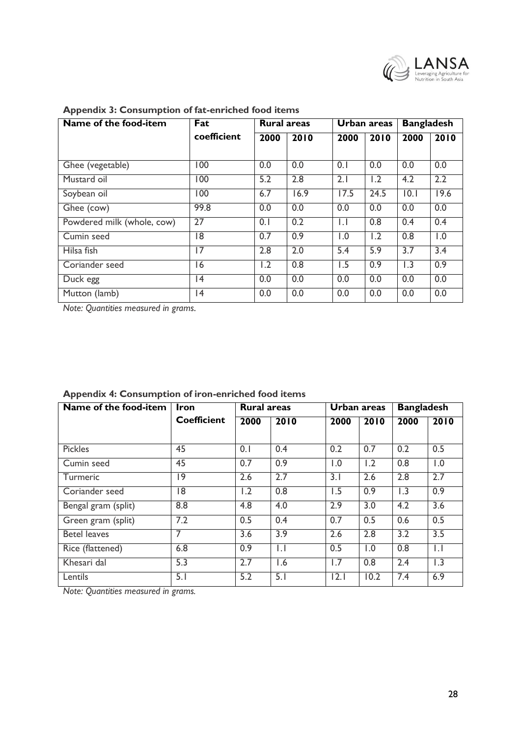**Appendix 3: Consumption of fat-enriched food items**

| Name of the food-item | Fat coefficient | Rural areas | | Urban areas | | Bangladesh | |
|---|---|---|---|---|---|---|---|
| | | 2000 | 2010 | 2000 | 2010 | 2000 | 2010 |
| Ghee (vegetable) | 100 | 0.0 | 0.0 | 0.1 | 0.0 | 0.0 | 0.0 |
| Mustard oil | 100 | 5.2 | 2.8 | 2.1 | 1.2 | 4.2 | 2.2 |
| Soybean oil | 100 | 6.7 | 16.9 | 17.5 | 24.5 | 10.1 | 19.6 |
| Ghee (cow) | 99.8 | 0.0 | 0.0 | 0.0 | 0.0 | 0.0 | 0.0 |
| Powdered milk (whole, cow) | 27 | 0.1 | 0.2 | 1.1 | 0.8 | 0.4 | 0.4 |
| Cumin seed | 18 | 0.7 | 0.9 | 1.0 | 1.2 | 0.8 | 1.0 |
| Hilsa fish | 17 | 2.8 | 2.0 | 5.4 | 5.9 | 3.7 | 3.4 |
| Coriander seed | 16 | 1.2 | 0.8 | 1.5 | 0.9 | 1.3 | 0.9 |
| Duck egg | 14 | 0.0 | 0.0 | 0.0 | 0.0 | 0.0 | 0.0 |
| Mutton (lamb) | 14 | 0.0 | 0.0 | 0.0 | 0.0 | 0.0 | 0.0 |

*Note: Quantities measured in grams.*

**Appendix 4: Consumption of iron-enriched food items**

| Name of the food-item | Iron Coefficient | Rural areas | | Urban areas | | Bangladesh | |
|---|---|---|---|---|---|---|---|
| | | 2000 | 2010 | 2000 | 2010 | 2000 | 2010 |
| Pickles | 45 | 0.1 | 0.4 | 0.2 | 0.7 | 0.2 | 0.5 |
| Cumin seed | 45 | 0.7 | 0.9 | 1.0 | 1.2 | 0.8 | 1.0 |
| Turmeric | 19 | 2.6 | 2.7 | 3.1 | 2.6 | 2.8 | 2.7 |
| Coriander seed | 18 | 1.2 | 0.8 | 1.5 | 0.9 | 1.3 | 0.9 |
| Bengal gram (split) | 8.8 | 4.8 | 4.0 | 2.9 | 3.0 | 4.2 | 3.6 |
| Green gram (split) | 7.2 | 0.5 | 0.4 | 0.7 | 0.5 | 0.6 | 0.5 |
| Betel leaves | 7 | 3.6 | 3.9 | 2.6 | 2.8 | 3.2 | 3.5 |
| Rice (flattened) | 6.8 | 0.9 | 1.1 | 0.5 | 1.0 | 0.8 | 1.1 |
| Khesari dal | 5.3 | 2.7 | 1.6 | 1.7 | 0.8 | 2.4 | 1.3 |
| Lentils | 5.1 | 5.2 | 5.1 | 12.1 | 10.2 | 7.4 | 6.9 |

*Note: Quantities measured in grams.*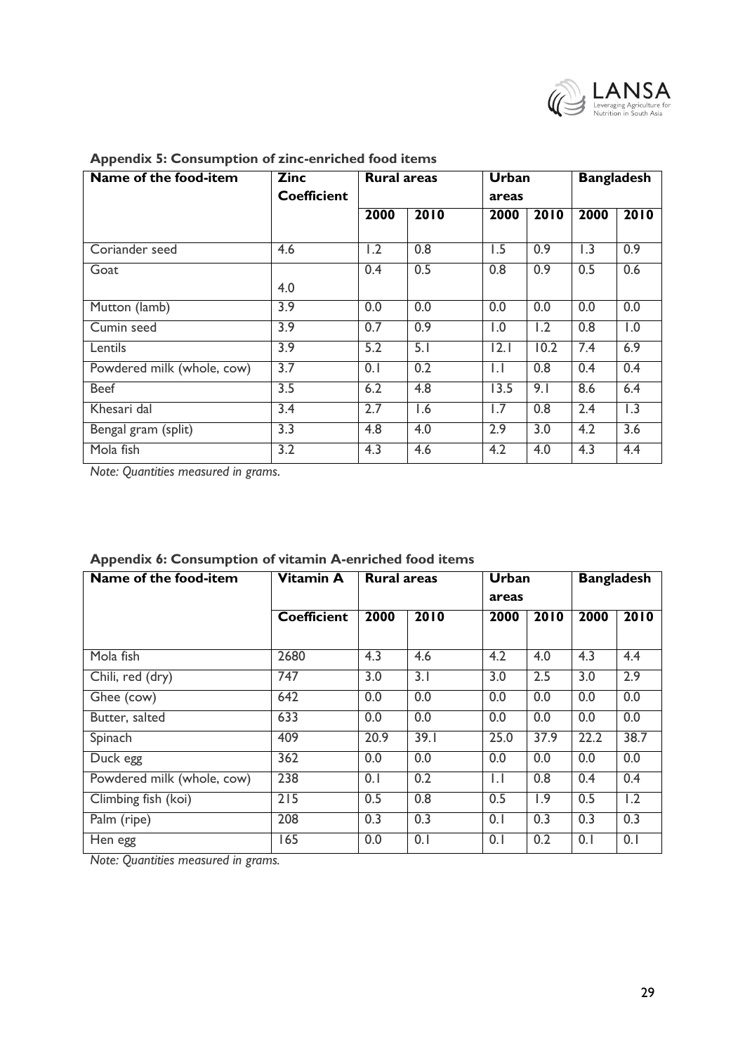**Appendix 5: Consumption of zinc-enriched food items**

| Name of the food-item | Zinc Coefficient | Rural areas | | Urban areas | | Bangladesh | |
|---|---|---|---|---|---|---|---|
| | | 2000 | 2010 | 2000 | 2010 | 2000 | 2010 |
| Coriander seed | 4.6 | 1.2 | 0.8 | 1.5 | 0.9 | 1.3 | 0.9 |
| Goat | 4.0 | 0.4 | 0.5 | 0.8 | 0.9 | 0.5 | 0.6 |
| Mutton (lamb) | 3.9 | 0.0 | 0.0 | 0.0 | 0.0 | 0.0 | 0.0 |
| Cumin seed | 3.9 | 0.7 | 0.9 | 1.0 | 1.2 | 0.8 | 1.0 |
| Lentils | 3.9 | 5.2 | 5.1 | 12.1 | 10.2 | 7.4 | 6.9 |
| Powdered milk (whole, cow) | 3.7 | 0.1 | 0.2 | 1.1 | 0.8 | 0.4 | 0.4 |
| Beef | 3.5 | 6.2 | 4.8 | 13.5 | 9.1 | 8.6 | 6.4 |
| Khesari dal | 3.4 | 2.7 | 1.6 | 1.7 | 0.8 | 2.4 | 1.3 |
| Bengal gram (split) | 3.3 | 4.8 | 4.0 | 2.9 | 3.0 | 4.2 | 3.6 |
| Mola fish | 3.2 | 4.3 | 4.6 | 4.2 | 4.0 | 4.3 | 4.4 |

*Note: Quantities measured in grams.*

**Appendix 6: Consumption of vitamin A-enriched food items**

| Name of the food-item | Vitamin A | Rural areas | | Urban areas | | Bangladesh | |
|---|---|---|---|---|---|---|---|
| | Coefficient | 2000 | 2010 | 2000 | 2010 | 2000 | 2010 |
| Mola fish | 2680 | 4.3 | 4.6 | 4.2 | 4.0 | 4.3 | 4.4 |
| Chili, red (dry) | 747 | 3.0 | 3.1 | 3.0 | 2.5 | 3.0 | 2.9 |
| Ghee (cow) | 642 | 0.0 | 0.0 | 0.0 | 0.0 | 0.0 | 0.0 |
| Butter, salted | 633 | 0.0 | 0.0 | 0.0 | 0.0 | 0.0 | 0.0 |
| Spinach | 409 | 20.9 | 39.1 | 25.0 | 37.9 | 22.2 | 38.7 |
| Duck egg | 362 | 0.0 | 0.0 | 0.0 | 0.0 | 0.0 | 0.0 |
| Powdered milk (whole, cow) | 238 | 0.1 | 0.2 | 1.1 | 0.8 | 0.4 | 0.4 |
| Climbing fish (koi) | 215 | 0.5 | 0.8 | 0.5 | 1.9 | 0.5 | 1.2 |
| Palm (ripe) | 208 | 0.3 | 0.3 | 0.1 | 0.3 | 0.3 | 0.3 |
| Hen egg | 165 | 0.0 | 0.1 | 0.1 | 0.2 | 0.1 | 0.1 |

*Note: Quantities measured in grams.*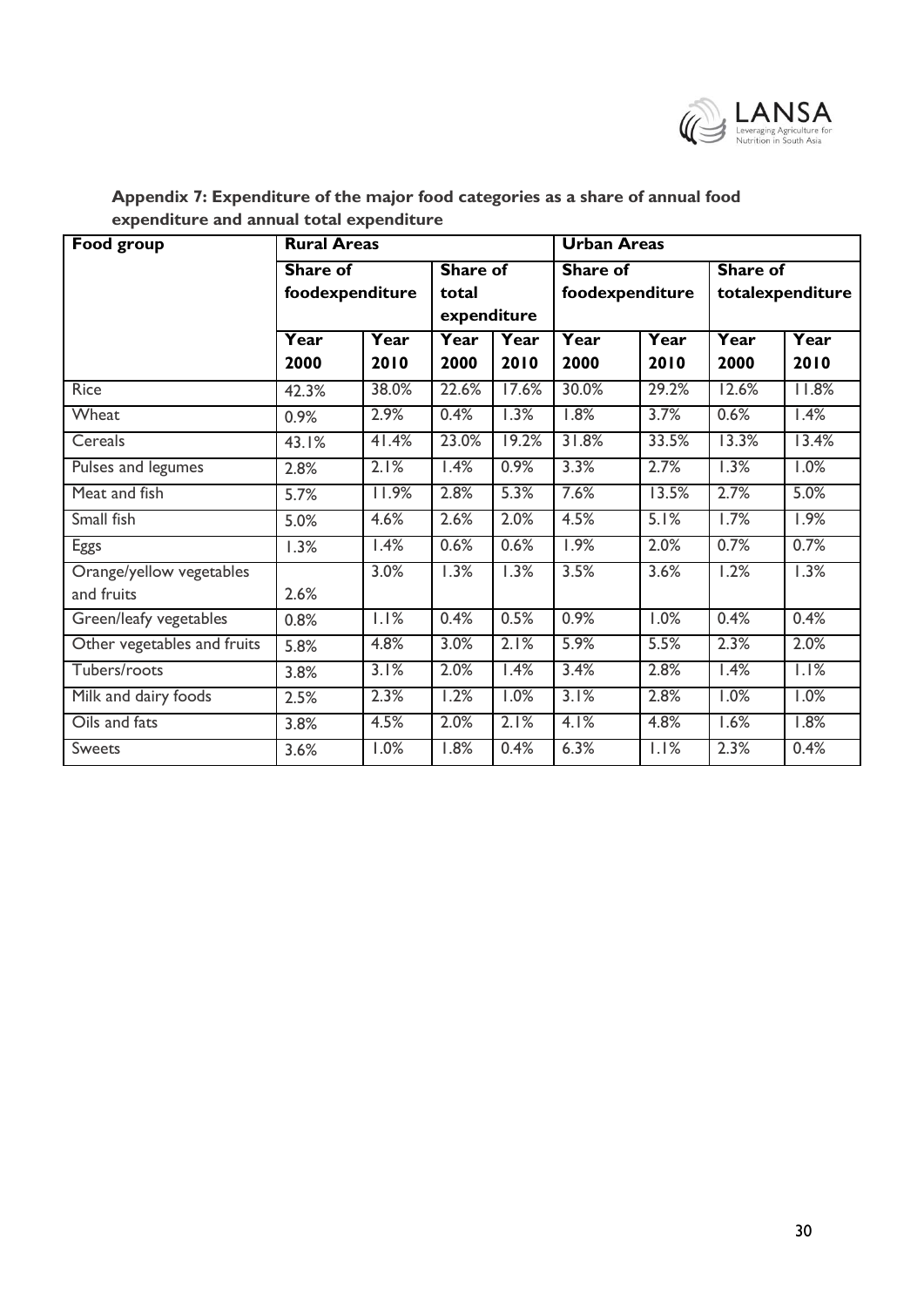**Appendix 7: Expenditure of the major food categories as a share of annual food expenditure and annual total expenditure**

| Food group | Rural Areas | | | | Urban Areas | | | |
|---|---|---|---|---|---|---|---|---|
| | Share of foodexpenditure | | Share of total expenditure | | Share of foodexpenditure | | Share of totalexpenditure | |
| | Year 2000 | Year 2010 | Year 2000 | Year 2010 | Year 2000 | Year 2010 | Year 2000 | Year 2010 |
| Rice | 42.3% | 38.0% | 22.6% | 17.6% | 30.0% | 29.2% | 12.6% | 11.8% |
| Wheat | 0.9% | 2.9% | 0.4% | 1.3% | 1.8% | 3.7% | 0.6% | 1.4% |
| Cereals | 43.1% | 41.4% | 23.0% | 19.2% | 31.8% | 33.5% | 13.3% | 13.4% |
| Pulses and legumes | 2.8% | 2.1% | 1.4% | 0.9% | 3.3% | 2.7% | 1.3% | 1.0% |
| Meat and fish | 5.7% | 11.9% | 2.8% | 5.3% | 7.6% | 13.5% | 2.7% | 5.0% |
| Small fish | 5.0% | 4.6% | 2.6% | 2.0% | 4.5% | 5.1% | 1.7% | 1.9% |
| Eggs | 1.3% | 1.4% | 0.6% | 0.6% | 1.9% | 2.0% | 0.7% | 0.7% |
| Orange/yellow vegetables and fruits | 2.6% | 3.0% | 1.3% | 1.3% | 3.5% | 3.6% | 1.2% | 1.3% |
| Green/leafy vegetables | 0.8% | 1.1% | 0.4% | 0.5% | 0.9% | 1.0% | 0.4% | 0.4% |
| Other vegetables and fruits | 5.8% | 4.8% | 3.0% | 2.1% | 5.9% | 5.5% | 2.3% | 2.0% |
| Tubers/roots | 3.8% | 3.1% | 2.0% | 1.4% | 3.4% | 2.8% | 1.4% | 1.1% |
| Milk and dairy foods | 2.5% | 2.3% | 1.2% | 1.0% | 3.1% | 2.8% | 1.0% | 1.0% |
| Oils and fats | 3.8% | 4.5% | 2.0% | 2.1% | 4.1% | 4.8% | 1.6% | 1.8% |
| Sweets | 3.6% | 1.0% | 1.8% | 0.4% | 6.3% | 1.1% | 2.3% | 0.4% |